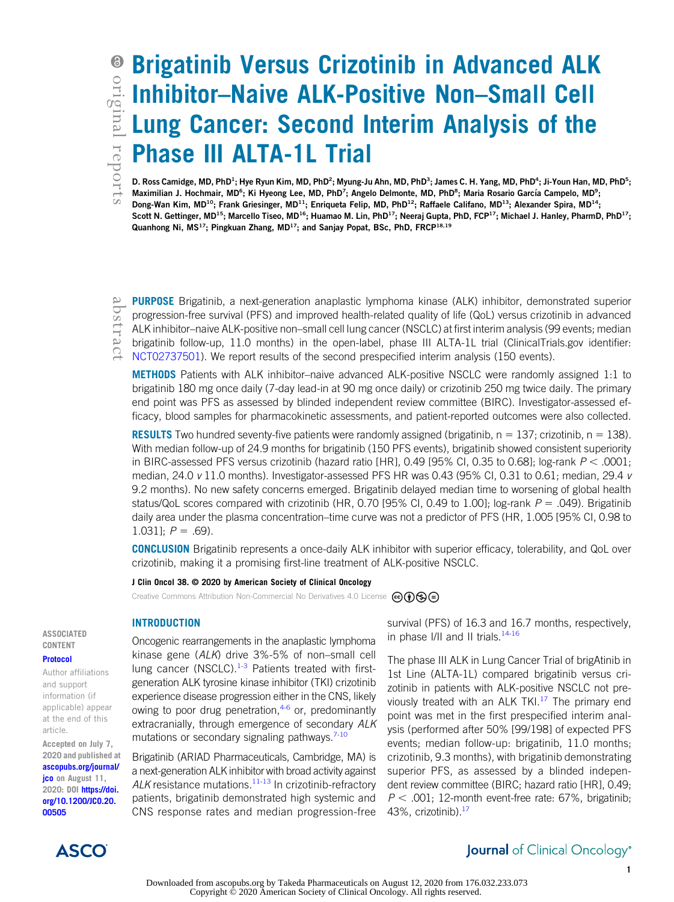# Brigatinib Versus Crizotinib in Advanced ALK Inhibitor–Naive ALK-Positive Non–Small Cell Lung Cancer: Second Interim Analysis of the Phase III ALTA-1L Trial

D. Ross Camidge, MD, PhD[1]; Hye Ryun Kim, MD, PhD[2]; Myung-Ju Ahn, MD, PhD[3]; James C. H. Yang, MD, PhD[4]; Ji-Youn Han, MD, PhD[5]; Maximilian J. Hochmair, MD[6]; Ki Hyeong Lee, MD, PhD[7]; Angelo Delmonte, MD, PhD[8]; Maria Rosario García Campelo, MD[9]; Dong-Wan Kim, MD[10]; Frank Griesinger, MD[11]; Enriqueta Felip, MD, PhD[12]; Raffaele Califano, MD[13]; Alexander Spira, MD[14]; Scott N. Gettinger, MD[15]; Marcello Tiseo, MD[16]; Huamao M. Lin, PhD[17]; Neeraj Gupta, PhD, FCP[17]; Michael J. Hanley, PharmD, PhD[17]; Quanhong Ni, MS[17]; Pingkuan Zhang, MD[17]; and Sanjay Popat, BSc, PhD, FRCP[18,19]

## abstract

**PURPOSE** Brigatinib, a next-generation anaplastic lymphoma kinase (ALK) inhibitor, demonstrated superior progression-free survival (PFS) and improved health-related quality of life (QoL) versus crizotinib in advanced ALK inhibitor–naive ALK-positive non–small cell lung cancer (NSCLC) at first interim analysis (99 events; median brigatinib follow-up, 11.0 months) in the open-label, phase III ALTA-1L trial (ClinicalTrials.gov identifier: NCT02737501). We report results of the second prespecified interim analysis (150 events).

**METHODS** Patients with ALK inhibitor–naive advanced ALK-positive NSCLC were randomly assigned 1:1 to brigatinib 180 mg once daily (7-day lead-in at 90 mg once daily) or crizotinib 250 mg twice daily. The primary end point was PFS as assessed by blinded independent review committee (BIRC). Investigator-assessed efficacy, blood samples for pharmacokinetic assessments, and patient-reported outcomes were also collected.

**RESULTS** Two hundred seventy-five patients were randomly assigned (brigatinib, n = 137; crizotinib, n = 138). With median follow-up of 24.9 months for brigatinib (150 PFS events), brigatinib showed consistent superiority in BIRC-assessed PFS versus crizotinib (hazard ratio [HR], 0.49 [95% CI, 0.35 to 0.68]; log-rank $P < .0001$; median, 24.0 *v* 11.0 months). Investigator-assessed PFS HR was 0.43 (95% CI, 0.31 to 0.61; median, 29.4 *v* 9.2 months). No new safety concerns emerged. Brigatinib delayed median time to worsening of global health status/QoL scores compared with crizotinib (HR, 0.70 [95% CI, 0.49 to 1.00]; log-rank $P = .049$). Brigatinib daily area under the plasma concentration–time curve was not a predictor of PFS (HR, 1.005 [95% CI, 0.98 to 1.031]; $P = .69$).

**CONCLUSION** Brigatinib represents a once-daily ALK inhibitor with superior efficacy, tolerability, and QoL over crizotinib, making it a promising first-line treatment of ALK-positive NSCLC.

J Clin Oncol 38. © 2020 by American Society of Clinical Oncology

Creative Commons Attribution Non-Commercial No Derivatives 4.0 License

ASSOCIATED CONTENT

Protocol

Author affiliations and support information (if applicable) appear at the end of this article.

Accepted on July 7, 2020 and published at ascopubs.org/journal/jco on August 11, 2020: DOI https://doi.org/10.1200/JCO.20.00505

## INTRODUCTION

Oncogenic rearrangements in the anaplastic lymphoma kinase gene (*ALK*) drive 3%-5% of non–small cell lung cancer (NSCLC).[1-3] Patients treated with first-generation ALK tyrosine kinase inhibitor (TKI) crizotinib experience disease progression either in the CNS, likely owing to poor drug penetration,[4-6] or, predominantly extracranially, through emergence of secondary *ALK* mutations or secondary signaling pathways.[7-10]

Brigatinib (ARIAD Pharmaceuticals, Cambridge, MA) is a next-generation ALK inhibitor with broad activity against *ALK* resistance mutations.[11-13] In crizotinib-refractory patients, brigatinib demonstrated high systemic and CNS response rates and median progression-free survival (PFS) of 16.3 and 16.7 months, respectively, in phase I/II and II trials.[14-16]

The phase III ALK in Lung Cancer Trial of brigAtinib in 1st Line (ALTA-1L) compared brigatinib versus crizotinib in patients with ALK-positive NSCLC not previously treated with an ALK TKI.[17] The primary end point was met in the first prespecified interim analysis (performed after 50% [99/198] of expected PFS events; median follow-up: brigatinib, 11.0 months; crizotinib, 9.3 months), with brigatinib demonstrating superior PFS, as assessed by a blinded independent review committee (BIRC; hazard ratio [HR], 0.49; $P < .001$; 12-month event-free rate: 67%, brigatinib; 43%, crizotinib).[17]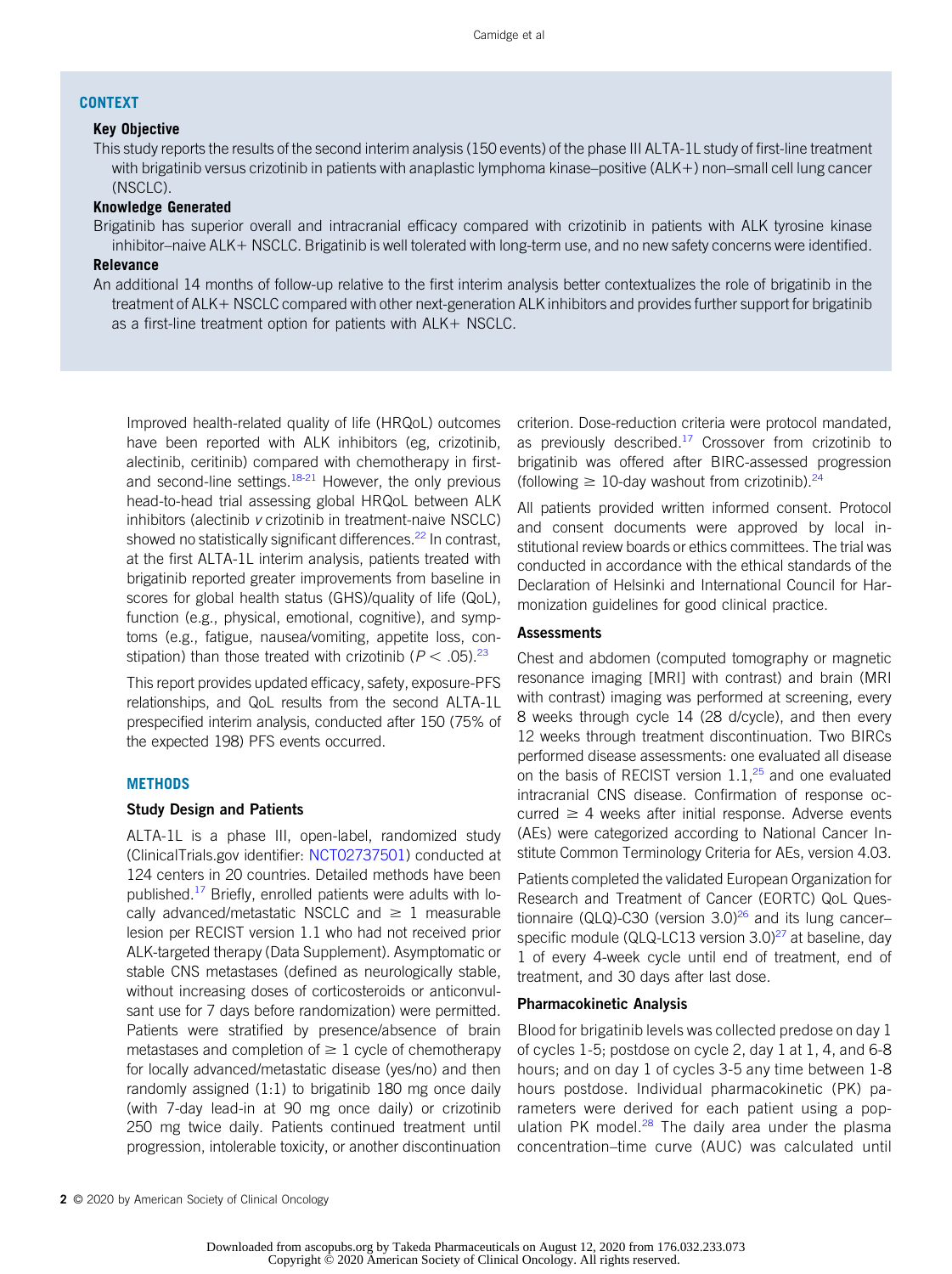## CONTEXT

**Key Objective**

This study reports the results of the second interim analysis (150 events) of the phase III ALTA-1L study of first-line treatment with brigatinib versus crizotinib in patients with anaplastic lymphoma kinase–positive (ALK+) non–small cell lung cancer (NSCLC).

**Knowledge Generated**

Brigatinib has superior overall and intracranial efficacy compared with crizotinib in patients with ALK tyrosine kinase inhibitor–naive ALK+ NSCLC. Brigatinib is well tolerated with long-term use, and no new safety concerns were identified.

**Relevance**

An additional 14 months of follow-up relative to the first interim analysis better contextualizes the role of brigatinib in the treatment of ALK+ NSCLC compared with other next-generation ALK inhibitors and provides further support for brigatinib as a first-line treatment option for patients with ALK+ NSCLC.

Improved health-related quality of life (HRQoL) outcomes have been reported with ALK inhibitors (eg, crizotinib, alectinib, ceritinib) compared with chemotherapy in first- and second-line settings.[18-21] However, the only previous head-to-head trial assessing global HRQoL between ALK inhibitors (alectinib *v* crizotinib in treatment-naive NSCLC) showed no statistically significant differences.[22] In contrast, at the first ALTA-1L interim analysis, patients treated with brigatinib reported greater improvements from baseline in scores for global health status (GHS)/quality of life (QoL), function (e.g., physical, emotional, cognitive), and symptoms (e.g., fatigue, nausea/vomiting, appetite loss, constipation) than those treated with crizotinib ($P < .05$).[23]

This report provides updated efficacy, safety, exposure-PFS relationships, and QoL results from the second ALTA-1L prespecified interim analysis, conducted after 150 (75% of the expected 198) PFS events occurred.

## METHODS

### Study Design and Patients

ALTA-1L is a phase III, open-label, randomized study (ClinicalTrials.gov identifier: NCT02737501) conducted at 124 centers in 20 countries. Detailed methods have been published.[17] Briefly, enrolled patients were adults with locally advanced/metastatic NSCLC and ≥ 1 measurable lesion per RECIST version 1.1 who had not received prior ALK-targeted therapy (Data Supplement). Asymptomatic or stable CNS metastases (defined as neurologically stable, without increasing doses of corticosteroids or anticonvulsant use for 7 days before randomization) were permitted. Patients were stratified by presence/absence of brain metastases and completion of ≥ 1 cycle of chemotherapy for locally advanced/metastatic disease (yes/no) and then randomly assigned (1:1) to brigatinib 180 mg once daily (with 7-day lead-in at 90 mg once daily) or crizotinib 250 mg twice daily. Patients continued treatment until progression, intolerable toxicity, or another discontinuation criterion. Dose-reduction criteria were protocol mandated, as previously described.[17] Crossover from crizotinib to brigatinib was offered after BIRC-assessed progression (following ≥ 10-day washout from crizotinib).[24]

All patients provided written informed consent. Protocol and consent documents were approved by local institutional review boards or ethics committees. The trial was conducted in accordance with the ethical standards of the Declaration of Helsinki and International Council for Harmonization guidelines for good clinical practice.

### Assessments

Chest and abdomen (computed tomography or magnetic resonance imaging [MRI] with contrast) and brain (MRI with contrast) imaging was performed at screening, every 8 weeks through cycle 14 (28 d/cycle), and then every 12 weeks through treatment discontinuation. Two BIRCs performed disease assessments: one evaluated all disease on the basis of RECIST version 1.1,[25] and one evaluated intracranial CNS disease. Confirmation of response occurred ≥ 4 weeks after initial response. Adverse events (AEs) were categorized according to National Cancer Institute Common Terminology Criteria for AEs, version 4.03.

Patients completed the validated European Organization for Research and Treatment of Cancer (EORTC) QoL Questionnaire (QLQ)-C30 (version 3.0)[26] and its lung cancer–specific module (QLQ-LC13 version 3.0)[27] at baseline, day 1 of every 4-week cycle until end of treatment, end of treatment, and 30 days after last dose.

### Pharmacokinetic Analysis

Blood for brigatinib levels was collected predose on day 1 of cycles 1-5; postdose on cycle 2, day 1 at 1, 4, and 6-8 hours; and on day 1 of cycles 3-5 any time between 1-8 hours postdose. Individual pharmacokinetic (PK) parameters were derived for each patient using a population PK model.[28] The daily area under the plasma concentration–time curve (AUC) was calculated until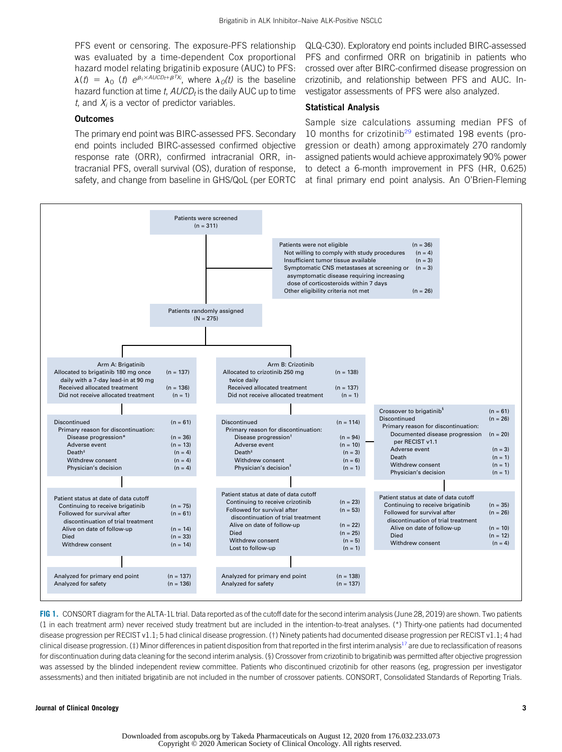PFS event or censoring. The exposure-PFS relationship was evaluated by a time-dependent Cox proportional hazard model relating brigatinib exposure (AUC) to PFS: $\lambda(t) = \lambda_0(t)\ e^{\beta_1 \times AUCD_t + \beta^T X_i}$, where $\lambda_0(t)$ is the baseline hazard function at time $t$, $AUCD_t$ is the daily AUC up to time $t$, and $X_i$ is a vector of predictor variables.

### Outcomes

The primary end point was BIRC-assessed PFS. Secondary end points included BIRC-assessed confirmed objective response rate (ORR), confirmed intracranial ORR, intracranial PFS, overall survival (OS), duration of response, safety, and change from baseline in GHS/QoL (per EORTC QLQ-C30). Exploratory end points included BIRC-assessed PFS and confirmed ORR on brigatinib in patients who crossed over after BIRC-confirmed disease progression on crizotinib, and relationship between PFS and AUC. Investigator assessments of PFS were also analyzed.

### Statistical Analysis

Sample size calculations assuming median PFS of 10 months for crizotinib[29] estimated 198 events (progression or death) among approximately 270 randomly assigned patients would achieve approximately 90% power to detect a 6-month improvement in PFS (HR, 0.625) at final primary end point analysis. An O'Brien-Fleming

Patients were screened (n = 311)

Patients were not eligible (n = 36)
- Not willing to comply with study procedures (n = 4)
- Insufficient tumor tissue available (n = 3)
- Symptomatic CNS metastases at screening or asymptomatic disease requiring increasing dose of corticosteroids within 7 days (n = 3)
- Other eligibility criteria not met (n = 26)

Patients randomly assigned (N = 275)

**Arm A: Brigatinib**
- Allocated to brigatinib 180 mg once daily with a 7-day lead-in at 90 mg (n = 137)
- Received allocated treatment (n = 136)
- Did not receive allocated treatment (n = 1)

Discontinued (n = 61)
- Primary reason for discontinuation:
  - Disease progression* (n = 36)
  - Adverse event (n = 13)
  - Death‡ (n = 4)
  - Withdrew consent (n = 4)
  - Physician's decision (n = 4)

Patient status at date of data cutoff
- Continuing to receive brigatinib (n = 75)
- Followed for survival after discontinuation of trial treatment (n = 61)
  - Alive on date of follow-up (n = 14)
  - Died (n = 33)
  - Withdrew consent (n = 14)

Analyzed for primary end point (n = 137)
Analyzed for safety (n = 136)

**Arm B: Crizotinib**
- Allocated to crizotinib 250 mg twice daily (n = 138)
- Received allocated treatment (n = 137)
- Did not receive allocated treatment (n = 1)

Discontinued (n = 114)
- Primary reason for discontinuation:
  - Disease progression† (n = 94)
  - Adverse event (n = 10)
  - Death‡ (n = 3)
  - Withdrew consent (n = 6)
  - Physician's decision‡ (n = 1)

Patient status at date of data cutoff
- Continuing to receive crizotinib (n = 23)
- Followed for survival after discontinuation of trial treatment (n = 53)
  - Alive on date of follow-up (n = 22)
  - Died (n = 25)
  - Withdrew consent (n = 5)
  - Lost to follow-up (n = 1)

Analyzed for primary end point (n = 138)
Analyzed for safety (n = 137)

**Crossover to brigatinib§ (n = 61)**
Discontinued (n = 26)
- Primary reason for discontinuation:
  - Documented disease progression per RECIST v1.1 (n = 20)
  - Adverse event (n = 3)
  - Death (n = 1)
  - Withdrew consent (n = 1)
  - Physician's decision (n = 1)

Patient status at date of data cutoff
- Continuing to receive brigatinib (n = 35)
- Followed for survival after discontinuation of trial treatment (n = 26)
  - Alive on date of follow-up (n = 10)
  - Died (n = 12)
  - Withdrew consent (n = 4)

**FIG 1.** CONSORT diagram for the ALTA-1L trial. Data reported as of the cutoff date for the second interim analysis (June 28, 2019) are shown. Two patients (1 in each treatment arm) never received study treatment but are included in the intention-to-treat analyses. (*) Thirty-one patients had documented disease progression per RECIST v1.1; 5 had clinical disease progression. (†) Ninety patients had documented disease progression per RECIST v1.1; 4 had clinical disease progression. (‡) Minor differences in patient disposition from that reported in the first interim analysis[17] are due to reclassification of reasons for discontinuation during data cleaning for the second interim analysis. (§) Crossover from crizotinib to brigatinib was permitted after objective progression was assessed by the blinded independent review committee. Patients who discontinued crizotinib for other reasons (eg, progression per investigator assessments) and then initiated brigatinib are not included in the number of crossover patients. CONSORT, Consolidated Standards of Reporting Trials.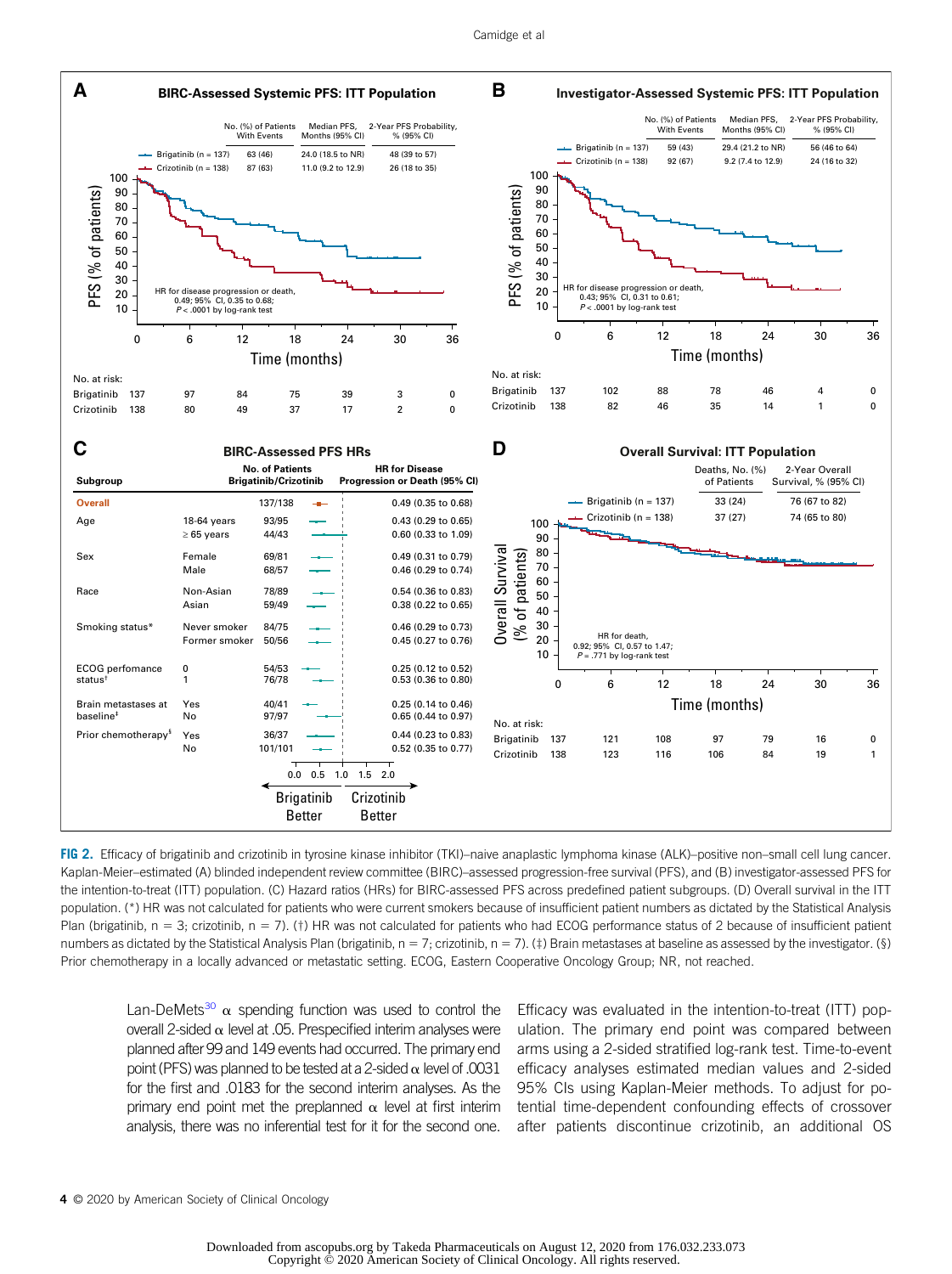**A** BIRC-Assessed Systemic PFS: ITT Population

| | No. (%) of Patients With Events | Median PFS, Months (95% CI) | 2-Year PFS Probability, % (95% CI) |
|---|---|---|---|
| Brigatinib (n = 137) | 63 (46) | 24.0 (18.5 to NR) | 48 (39 to 57) |
| Crizotinib (n = 138) | 87 (63) | 11.0 (9.2 to 12.9) | 26 (18 to 35) |

HR for disease progression or death, 0.49; 95% CI, 0.35 to 0.68; *P* < .0001 by log-rank test

| No. at risk: | 0 | 6 | 12 | 18 | 24 | 30 | 36 |
|---|---|---|---|---|---|---|---|
| Brigatinib | 137 | 97 | 84 | 75 | 39 | 3 | 0 |
| Crizotinib | 138 | 80 | 49 | 37 | 17 | 2 | 0 |

**B** Investigator-Assessed Systemic PFS: ITT Population

| | No. (%) of Patients With Events | Median PFS, Months (95% CI) | 2-Year PFS Probability, % (95% CI) |
|---|---|---|---|
| Brigatinib (n = 137) | 59 (43) | 29.4 (21.2 to NR) | 56 (46 to 64) |
| Crizotinib (n = 138) | 92 (67) | 9.2 (7.4 to 12.9) | 24 (16 to 32) |

HR for disease progression or death, 0.43; 95% CI, 0.31 to 0.61; *P* < .0001 by log-rank test

| No. at risk: | 0 | 6 | 12 | 18 | 24 | 30 | 36 |
|---|---|---|---|---|---|---|---|
| Brigatinib | 137 | 102 | 88 | 78 | 46 | 4 | 0 |
| Crizotinib | 138 | 82 | 46 | 35 | 14 | 1 | 0 |

**C** BIRC-Assessed PFS HRs

| Subgroup | | No. of Patients Brigatinib/Crizotinib | HR for Disease Progression or Death (95% CI) |
|---|---|---|---|
| Overall | | 137/138 | 0.49 (0.35 to 0.68) |
| Age | 18-64 years | 93/95 | 0.43 (0.29 to 0.65) |
| | ≥ 65 years | 44/43 | 0.60 (0.33 to 1.09) |
| Sex | Female | 69/81 | 0.49 (0.31 to 0.79) |
| | Male | 68/57 | 0.46 (0.29 to 0.74) |
| Race | Non-Asian | 78/89 | 0.54 (0.36 to 0.83) |
| | Asian | 59/49 | 0.38 (0.22 to 0.65) |
| Smoking status* | Never smoker | 84/75 | 0.46 (0.29 to 0.73) |
| | Former smoker | 50/56 | 0.45 (0.27 to 0.76) |
| ECOG perfomance status† | 0 | 54/53 | 0.25 (0.12 to 0.52) |
| | 1 | 76/78 | 0.53 (0.36 to 0.80) |
| Brain metastases at baseline‡ | Yes | 40/41 | 0.25 (0.14 to 0.46) |
| | No | 97/97 | 0.65 (0.44 to 0.97) |
| Prior chemotherapy§ | Yes | 36/37 | 0.44 (0.23 to 0.83) |
| | No | 101/101 | 0.52 (0.35 to 0.77) |

Brigatinib Better ← → Crizotinib Better

**D** Overall Survival: ITT Population

| | Deaths, No. (%) of Patients | 2-Year Overall Survival, % (95% CI) |
|---|---|---|
| Brigatinib (n = 137) | 33 (24) | 76 (67 to 82) |
| Crizotinib (n = 138) | 37 (27) | 74 (65 to 80) |

HR for death, 0.92; 95% CI, 0.57 to 1.47; *P* = .771 by log-rank test

| No. at risk: | 0 | 6 | 12 | 18 | 24 | 30 | 36 |
|---|---|---|---|---|---|---|---|
| Brigatinib | 137 | 121 | 108 | 97 | 79 | 16 | 0 |
| Crizotinib | 138 | 123 | 116 | 106 | 84 | 19 | 1 |

**FIG 2.** Efficacy of brigatinib and crizotinib in tyrosine kinase inhibitor (TKI)–naive anaplastic lymphoma kinase (ALK)–positive non–small cell lung cancer. Kaplan-Meier–estimated (A) blinded independent review committee (BIRC)–assessed progression-free survival (PFS), and (B) investigator-assessed PFS for the intention-to-treat (ITT) population. (C) Hazard ratios (HRs) for BIRC-assessed PFS across predefined patient subgroups. (D) Overall survival in the ITT population. (*) HR was not calculated for patients who were current smokers because of insufficient patient numbers as dictated by the Statistical Analysis Plan (brigatinib, n = 3; crizotinib, n = 7). (†) HR was not calculated for patients who had ECOG performance status of 2 because of insufficient patient numbers as dictated by the Statistical Analysis Plan (brigatinib, n = 7; crizotinib, n = 7). (‡) Brain metastases at baseline as assessed by the investigator. (§) Prior chemotherapy in a locally advanced or metastatic setting. ECOG, Eastern Cooperative Oncology Group; NR, not reached.

Lan-DeMets[30] α spending function was used to control the overall 2-sided α level at .05. Prespecified interim analyses were planned after 99 and 149 events had occurred. The primary end point (PFS) was planned to be tested at a 2-sided α level of .0031 for the first and .0183 for the second interim analyses. As the primary end point met the preplanned α level at first interim analysis, there was no inferential test for it for the second one.

Efficacy was evaluated in the intention-to-treat (ITT) population. The primary end point was compared between arms using a 2-sided stratified log-rank test. Time-to-event efficacy analyses estimated median values and 2-sided 95% CIs using Kaplan-Meier methods. To adjust for potential time-dependent confounding effects of crossover after patients discontinue crizotinib, an additional OS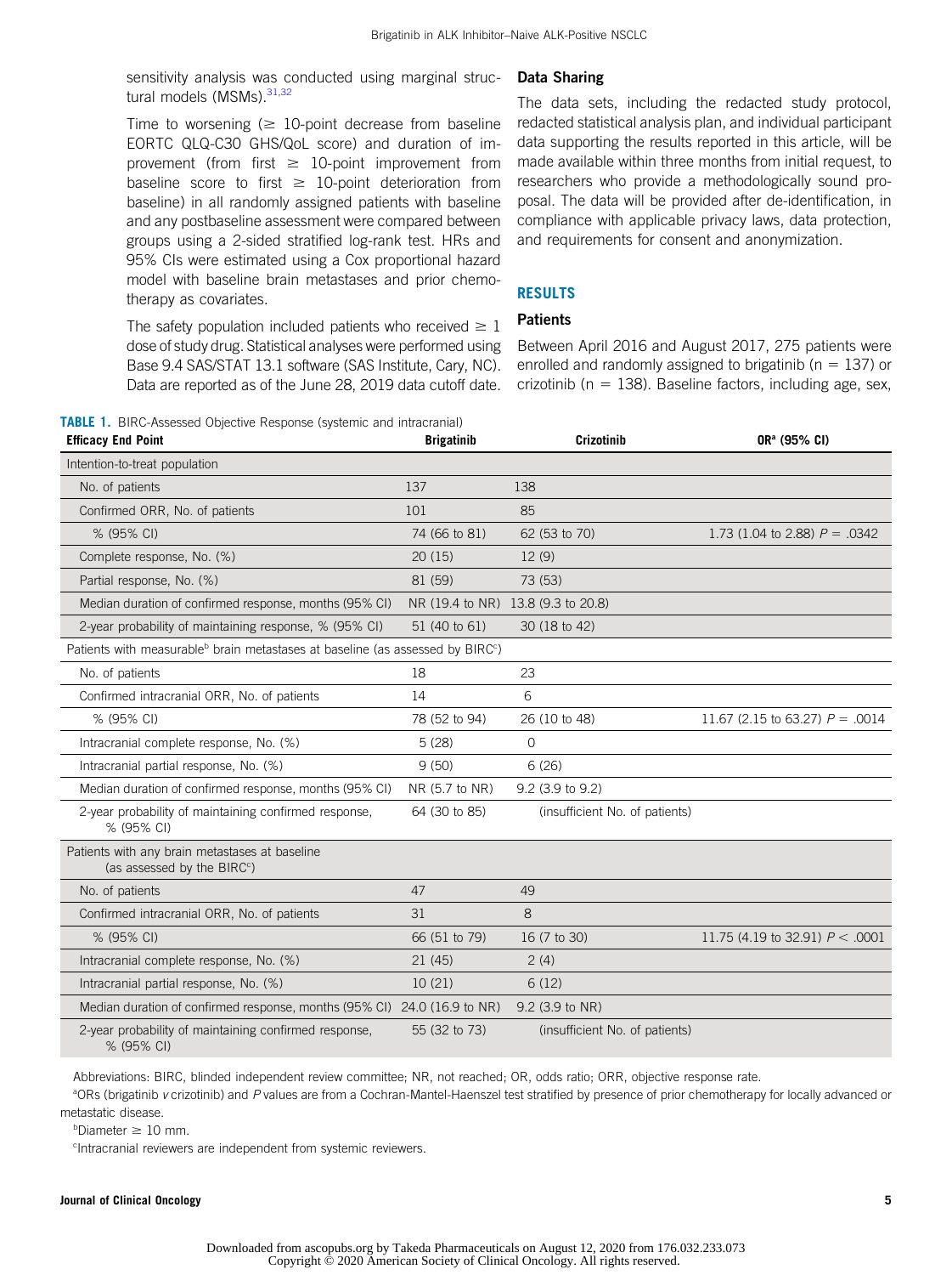sensitivity analysis was conducted using marginal structural models (MSMs).[31,32]

Time to worsening (≥ 10-point decrease from baseline EORTC QLQ-C30 GHS/QoL score) and duration of improvement (from first ≥ 10-point improvement from baseline score to first ≥ 10-point deterioration from baseline) in all randomly assigned patients with baseline and any postbaseline assessment were compared between groups using a 2-sided stratified log-rank test. HRs and 95% CIs were estimated using a Cox proportional hazard model with baseline brain metastases and prior chemotherapy as covariates.

The safety population included patients who received ≥ 1 dose of study drug. Statistical analyses were performed using Base 9.4 SAS/STAT 13.1 software (SAS Institute, Cary, NC). Data are reported as of the June 28, 2019 data cutoff date.

### Data Sharing

The data sets, including the redacted study protocol, redacted statistical analysis plan, and individual participant data supporting the results reported in this article, will be made available within three months from initial request, to researchers who provide a methodologically sound proposal. The data will be provided after de-identification, in compliance with applicable privacy laws, data protection, and requirements for consent and anonymization.

## RESULTS

### Patients

Between April 2016 and August 2017, 275 patients were enrolled and randomly assigned to brigatinib (n = 137) or crizotinib (n = 138). Baseline factors, including age, sex,

**TABLE 1.** BIRC-Assessed Objective Response (systemic and intracranial)

| Efficacy End Point | Brigatinib | Crizotinib | OR[a] (95% CI) |
|---|---|---|---|
| Intention-to-treat population | | | |
| No. of patients | 137 | 138 | |
| Confirmed ORR, No. of patients | 101 | 85 | |
| % (95% CI) | 74 (66 to 81) | 62 (53 to 70) | 1.73 (1.04 to 2.88) *P* = .0342 |
| Complete response, No. (%) | 20 (15) | 12 (9) | |
| Partial response, No. (%) | 81 (59) | 73 (53) | |
| Median duration of confirmed response, months (95% CI) | NR (19.4 to NR) | 13.8 (9.3 to 20.8) | |
| 2-year probability of maintaining response, % (95% CI) | 51 (40 to 61) | 30 (18 to 42) | |
| Patients with measurable[b] brain metastases at baseline (as assessed by BIRC[c]) | | | |
| No. of patients | 18 | 23 | |
| Confirmed intracranial ORR, No. of patients | 14 | 6 | |
| % (95% CI) | 78 (52 to 94) | 26 (10 to 48) | 11.67 (2.15 to 63.27) *P* = .0014 |
| Intracranial complete response, No. (%) | 5 (28) | 0 | |
| Intracranial partial response, No. (%) | 9 (50) | 6 (26) | |
| Median duration of confirmed response, months (95% CI) | NR (5.7 to NR) | 9.2 (3.9 to 9.2) | |
| 2-year probability of maintaining confirmed response, % (95% CI) | 64 (30 to 85) | (insufficient No. of patients) | |
| Patients with any brain metastases at baseline (as assessed by the BIRC[c]) | | | |
| No. of patients | 47 | 49 | |
| Confirmed intracranial ORR, No. of patients | 31 | 8 | |
| % (95% CI) | 66 (51 to 79) | 16 (7 to 30) | 11.75 (4.19 to 32.91) *P* < .0001 |
| Intracranial complete response, No. (%) | 21 (45) | 2 (4) | |
| Intracranial partial response, No. (%) | 10 (21) | 6 (12) | |
| Median duration of confirmed response, months (95% CI) | 24.0 (16.9 to NR) | 9.2 (3.9 to NR) | |
| 2-year probability of maintaining confirmed response, % (95% CI) | 55 (32 to 73) | (insufficient No. of patients) | |

Abbreviations: BIRC, blinded independent review committee; NR, not reached; OR, odds ratio; ORR, objective response rate.

[a]ORs (brigatinib *v* crizotinib) and *P* values are from a Cochran-Mantel-Haenszel test stratified by presence of prior chemotherapy for locally advanced or metastatic disease.

[b]Diameter ≥ 10 mm.

[c]Intracranial reviewers are independent from systemic reviewers.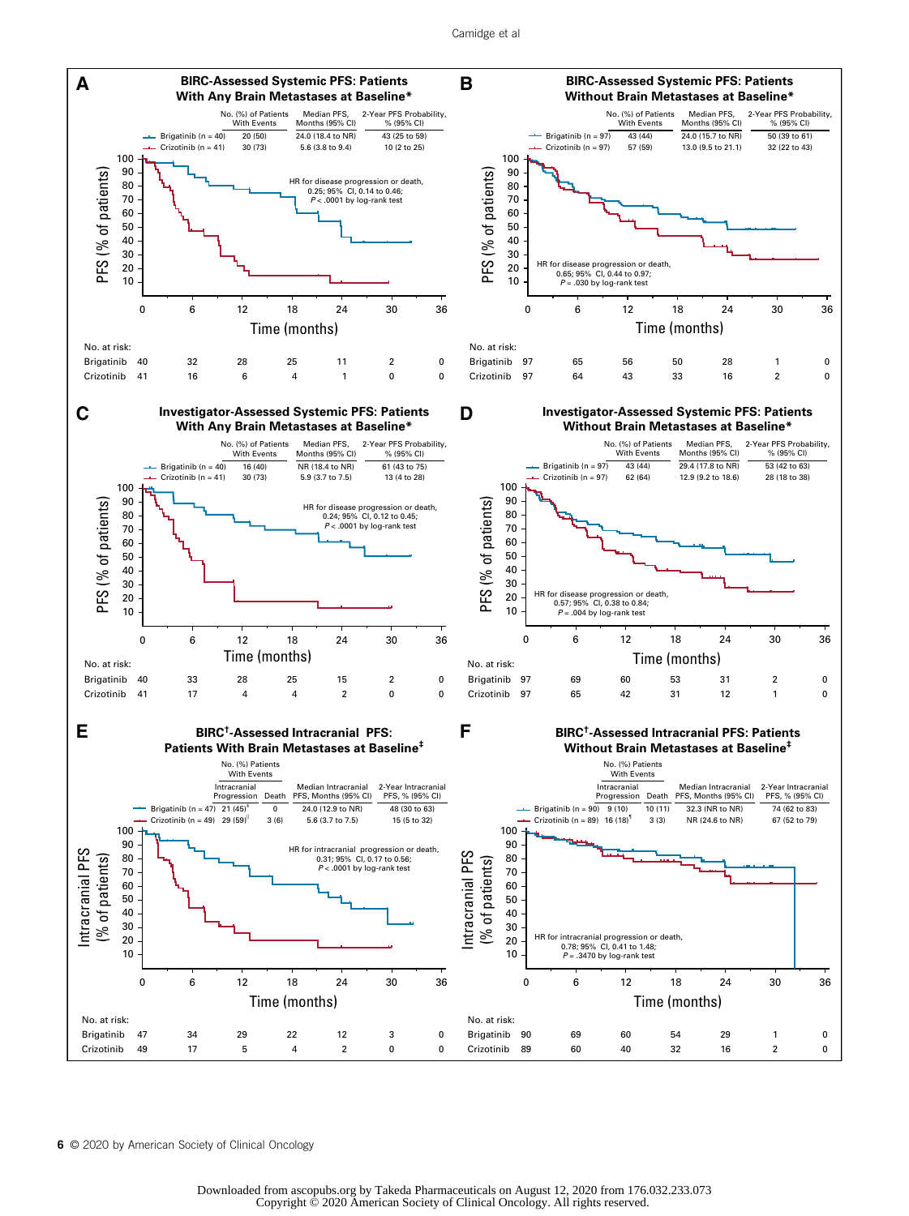**A** BIRC-Assessed Systemic PFS: Patients With Any Brain Metastases at Baseline*

| | No. (%) of Patients With Events | Median PFS, Months (95% CI) | 2-Year PFS Probability, % (95% CI) |
|---|---|---|---|
| Brigatinib (n = 40) | 20 (50) | 24.0 (18.4 to NR) | 43 (25 to 59) |
| Crizotinib (n = 41) | 30 (73) | 5.6 (3.8 to 9.4) | 10 (2 to 25) |

HR for disease progression or death, 0.25; 95% CI, 0.14 to 0.46; $P < .0001$ by log-rank test

| No. at risk: | 0 | 6 | 12 | 18 | 24 | 30 | 36 |
|---|---|---|---|---|---|---|---|
| Brigatinib | 40 | 32 | 28 | 25 | 11 | 2 | 0 |
| Crizotinib | 41 | 16 | 6 | 4 | 1 | 0 | 0 |

**B** BIRC-Assessed Systemic PFS: Patients Without Brain Metastases at Baseline*

| | No. (%) of Patients With Events | Median PFS, Months (95% CI) | 2-Year PFS Probability, % (95% CI) |
|---|---|---|---|
| Brigatinib (n = 97) | 43 (44) | 24.0 (15.7 to NR) | 50 (39 to 61) |
| Crizotinib (n = 97) | 57 (59) | 13.0 (9.5 to 21.1) | 32 (22 to 43) |

HR for disease progression or death, 0.65; 95% CI, 0.44 to 0.97; $P = .030$ by log-rank test

| No. at risk: | 0 | 6 | 12 | 18 | 24 | 30 | 36 |
|---|---|---|---|---|---|---|---|
| Brigatinib | 97 | 65 | 56 | 50 | 28 | 1 | 0 |
| Crizotinib | 97 | 64 | 43 | 33 | 16 | 2 | 0 |

**C** Investigator-Assessed Systemic PFS: Patients With Any Brain Metastases at Baseline*

| | No. (%) of Patients With Events | Median PFS, Months (95% CI) | 2-Year PFS Probability, % (95% CI) |
|---|---|---|---|
| Brigatinib (n = 40) | 16 (40) | NR (18.4 to NR) | 61 (43 to 75) |
| Crizotinib (n = 41) | 30 (73) | 5.9 (3.7 to 7.5) | 13 (4 to 28) |

HR for disease progression or death, 0.24; 95% CI, 0.12 to 0.45; $P < .0001$ by log-rank test

| No. at risk: | 0 | 6 | 12 | 18 | 24 | 30 | 36 |
|---|---|---|---|---|---|---|---|
| Brigatinib | 40 | 33 | 28 | 25 | 15 | 2 | 0 |
| Crizotinib | 41 | 17 | 4 | 4 | 2 | 0 | 0 |

**D** Investigator-Assessed Systemic PFS: Patients Without Brain Metastases at Baseline*

| | No. (%) of Patients With Events | Median PFS, Months (95% CI) | 2-Year PFS Probability, % (95% CI) |
|---|---|---|---|
| Brigatinib (n = 97) | 43 (44) | 29.4 (17.8 to NR) | 53 (42 to 63) |
| Crizotinib (n = 97) | 62 (64) | 12.9 (9.2 to 18.6) | 28 (18 to 38) |

HR for disease progression or death, 0.57; 95% CI, 0.38 to 0.84; $P = .004$ by log-rank test

| No. at risk: | 0 | 6 | 12 | 18 | 24 | 30 | 36 |
|---|---|---|---|---|---|---|---|
| Brigatinib | 97 | 69 | 60 | 53 | 31 | 2 | 0 |
| Crizotinib | 97 | 65 | 42 | 31 | 12 | 1 | 0 |

**E** BIRC†-Assessed Intracranial PFS: Patients With Brain Metastases at Baseline‡

| | No. (%) Patients With Events: Intracranial Progression | Death | Median Intracranial PFS, Months (95% CI) | 2-Year Intracranial PFS, % (95% CI) |
|---|---|---|---|---|
| Brigatinib (n = 47) | 21 (45)§ | 0 | 24.0 (12.9 to NR) | 48 (30 to 63) |
| Crizotinib (n = 49) | 29 (59)‖ | 3 (6) | 5.6 (3.7 to 7.5) | 15 (5 to 32) |

HR for intracranial progression or death, 0.31; 95% CI, 0.17 to 0.56; $P < .0001$ by log-rank test

| No. at risk: | 0 | 6 | 12 | 18 | 24 | 30 | 36 |
|---|---|---|---|---|---|---|---|
| Brigatinib | 47 | 34 | 29 | 22 | 12 | 3 | 0 |
| Crizotinib | 49 | 17 | 5 | 4 | 2 | 0 | 0 |

**F** BIRC†-Assessed Intracranial PFS: Patients Without Brain Metastases at Baseline‡

| | No. (%) Patients With Events: Intracranial Progression | Death | Median Intracranial PFS, Months (95% CI) | 2-Year Intracranial PFS, % (95% CI) |
|---|---|---|---|---|
| Brigatinib (n = 90) | 9 (10) | 10 (11) | 32.3 (NR to NR) | 74 (62 to 83) |
| Crizotinib (n = 89) | 16 (18)¶ | 3 (3) | NR (24.6 to NR) | 67 (52 to 79) |

HR for intracranial progression or death, 0.78; 95% CI, 0.41 to 1.48; $P = .3470$ by log-rank test

| No. at risk: | 0 | 6 | 12 | 18 | 24 | 30 | 36 |
|---|---|---|---|---|---|---|---|
| Brigatinib | 90 | 69 | 60 | 54 | 29 | 1 | 0 |
| Crizotinib | 89 | 60 | 40 | 32 | 16 | 2 | 0 |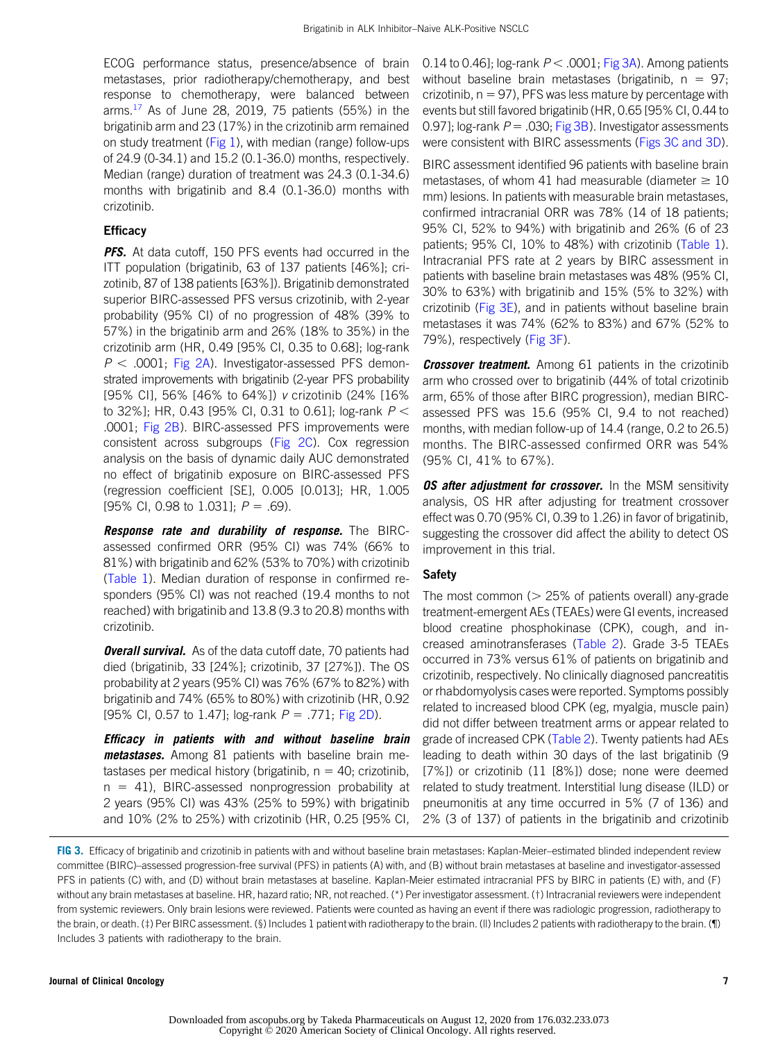ECOG performance status, presence/absence of brain metastases, prior radiotherapy/chemotherapy, and best response to chemotherapy, were balanced between arms.[17] As of June 28, 2019, 75 patients (55%) in the brigatinib arm and 23 (17%) in the crizotinib arm remained on study treatment (Fig 1), with median (range) follow-ups of 24.9 (0-34.1) and 15.2 (0.1-36.0) months, respectively. Median (range) duration of treatment was 24.3 (0.1-34.6) months with brigatinib and 8.4 (0.1-36.0) months with crizotinib.

### Efficacy

***PFS.*** At data cutoff, 150 PFS events had occurred in the ITT population (brigatinib, 63 of 137 patients [46%]; crizotinib, 87 of 138 patients [63%]). Brigatinib demonstrated superior BIRC-assessed PFS versus crizotinib, with 2-year probability (95% CI) of no progression of 48% (39% to 57%) in the brigatinib arm and 26% (18% to 35%) in the crizotinib arm (HR, 0.49 [95% CI, 0.35 to 0.68]; log-rank $P < .0001$; Fig 2A). Investigator-assessed PFS demonstrated improvements with brigatinib (2-year PFS probability [95% CI], 56% [46% to 64%]) *v* crizotinib (24% [16% to 32%]; HR, 0.43 [95% CI, 0.31 to 0.61]; log-rank $P < .0001$; Fig 2B). BIRC-assessed PFS improvements were consistent across subgroups (Fig 2C). Cox regression analysis on the basis of dynamic daily AUC demonstrated no effect of brigatinib exposure on BIRC-assessed PFS (regression coefficient [SE], 0.005 [0.013]; HR, 1.005 [95% CI, 0.98 to 1.031]; $P = .69$).

***Response rate and durability of response.*** The BIRC-assessed confirmed ORR (95% CI) was 74% (66% to 81%) with brigatinib and 62% (53% to 70%) with crizotinib (Table 1). Median duration of response in confirmed responders (95% CI) was not reached (19.4 months to not reached) with brigatinib and 13.8 (9.3 to 20.8) months with crizotinib.

***Overall survival.*** As of the data cutoff date, 70 patients had died (brigatinib, 33 [24%]; crizotinib, 37 [27%]). The OS probability at 2 years (95% CI) was 76% (67% to 82%) with brigatinib and 74% (65% to 80%) with crizotinib (HR, 0.92 [95% CI, 0.57 to 1.47]; log-rank $P = .771$; Fig 2D).

***Efficacy in patients with and without baseline brain metastases.*** Among 81 patients with baseline brain metastases per medical history (brigatinib, n = 40; crizotinib, n = 41), BIRC-assessed nonprogression probability at 2 years (95% CI) was 43% (25% to 59%) with brigatinib and 10% (2% to 25%) with crizotinib (HR, 0.25 [95% CI, 0.14 to 0.46]; log-rank $P < .0001$; Fig 3A). Among patients without baseline brain metastases (brigatinib, n = 97; crizotinib, n = 97), PFS was less mature by percentage with events but still favored brigatinib (HR, 0.65 [95% CI, 0.44 to 0.97]; log-rank $P = .030$; Fig 3B). Investigator assessments were consistent with BIRC assessments (Figs 3C and 3D).

BIRC assessment identified 96 patients with baseline brain metastases, of whom 41 had measurable (diameter ≥ 10 mm) lesions. In patients with measurable brain metastases, confirmed intracranial ORR was 78% (14 of 18 patients; 95% CI, 52% to 94%) with brigatinib and 26% (6 of 23 patients; 95% CI, 10% to 48%) with crizotinib (Table 1). Intracranial PFS rate at 2 years by BIRC assessment in patients with baseline brain metastases was 48% (95% CI, 30% to 63%) with brigatinib and 15% (5% to 32%) with crizotinib (Fig 3E), and in patients without baseline brain metastases it was 74% (62% to 83%) and 67% (52% to 79%), respectively (Fig 3F).

***Crossover treatment.*** Among 61 patients in the crizotinib arm who crossed over to brigatinib (44% of total crizotinib arm, 65% of those after BIRC progression), median BIRC-assessed PFS was 15.6 (95% CI, 9.4 to not reached) months, with median follow-up of 14.4 (range, 0.2 to 26.5) months. The BIRC-assessed confirmed ORR was 54% (95% CI, 41% to 67%).

***OS after adjustment for crossover.*** In the MSM sensitivity analysis, OS HR after adjusting for treatment crossover effect was 0.70 (95% CI, 0.39 to 1.26) in favor of brigatinib, suggesting the crossover did affect the ability to detect OS improvement in this trial.

### Safety

The most common (> 25% of patients overall) any-grade treatment-emergent AEs (TEAEs) were GI events, increased blood creatine phosphokinase (CPK), cough, and increased aminotransferases (Table 2). Grade 3-5 TEAEs occurred in 73% versus 61% of patients on brigatinib and crizotinib, respectively. No clinically diagnosed pancreatitis or rhabdomyolysis cases were reported. Symptoms possibly related to increased blood CPK (eg, myalgia, muscle pain) did not differ between treatment arms or appear related to grade of increased CPK (Table 2). Twenty patients had AEs leading to death within 30 days of the last brigatinib (9 [7%]) or crizotinib (11 [8%]) dose; none were deemed related to study treatment. Interstitial lung disease (ILD) or pneumonitis at any time occurred in 5% (7 of 136) and 2% (3 of 137) of patients in the brigatinib and crizotinib

**FIG 3.** Efficacy of brigatinib and crizotinib in patients with and without baseline brain metastases: Kaplan-Meier–estimated blinded independent review committee (BIRC)–assessed progression-free survival (PFS) in patients (A) with, and (B) without brain metastases at baseline and investigator-assessed PFS in patients (C) with, and (D) without brain metastases at baseline. Kaplan-Meier estimated intracranial PFS by BIRC in patients (E) with, and (F) without any brain metastases at baseline. HR, hazard ratio; NR, not reached. (*) Per investigator assessment. (†) Intracranial reviewers were independent from systemic reviewers. Only brain lesions were reviewed. Patients were counted as having an event if there was radiologic progression, radiotherapy to the brain, or death. (‡) Per BIRC assessment. (§) Includes 1 patient with radiotherapy to the brain. (||) Includes 2 patients with radiotherapy to the brain. (¶) Includes 3 patients with radiotherapy to the brain.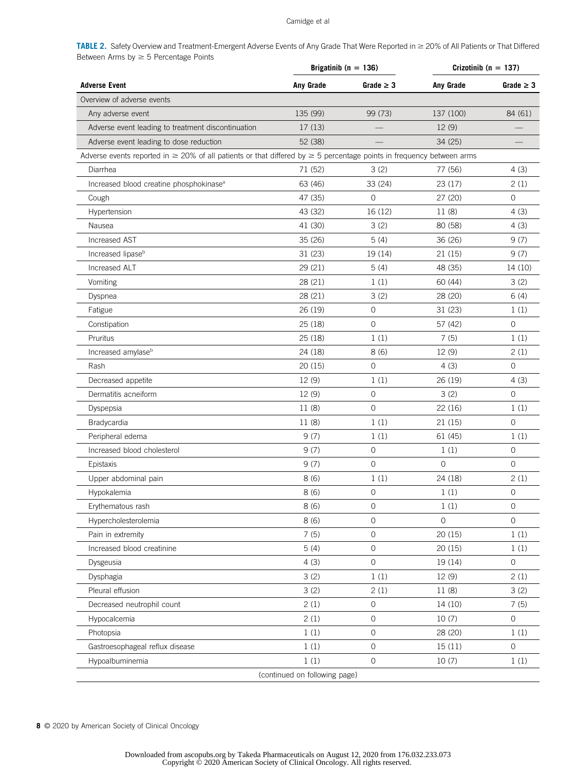**TABLE 2.** Safety Overview and Treatment-Emergent Adverse Events of Any Grade That Were Reported in ≥ 20% of All Patients or That Differed Between Arms by ≥ 5 Percentage Points

| | Brigatinib (n = 136) | | Crizotinib (n = 137) | |
|---|---|---|---|---|
| **Adverse Event** | **Any Grade** | **Grade ≥ 3** | **Any Grade** | **Grade ≥ 3** |
| Overview of adverse events | | | | |
| Any adverse event | 135 (99) | 99 (73) | 137 (100) | 84 (61) |
| Adverse event leading to treatment discontinuation | 17 (13) | — | 12 (9) | — |
| Adverse event leading to dose reduction | 52 (38) | — | 34 (25) | — |
| Adverse events reported in ≥ 20% of all patients or that differed by ≥ 5 percentage points in frequency between arms | | | | |
| Diarrhea | 71 (52) | 3 (2) | 77 (56) | 4 (3) |
| Increased blood creatine phosphokinase[a] | 63 (46) | 33 (24) | 23 (17) | 2 (1) |
| Cough | 47 (35) | 0 | 27 (20) | 0 |
| Hypertension | 43 (32) | 16 (12) | 11 (8) | 4 (3) |
| Nausea | 41 (30) | 3 (2) | 80 (58) | 4 (3) |
| Increased AST | 35 (26) | 5 (4) | 36 (26) | 9 (7) |
| Increased lipase[b] | 31 (23) | 19 (14) | 21 (15) | 9 (7) |
| Increased ALT | 29 (21) | 5 (4) | 48 (35) | 14 (10) |
| Vomiting | 28 (21) | 1 (1) | 60 (44) | 3 (2) |
| Dyspnea | 28 (21) | 3 (2) | 28 (20) | 6 (4) |
| Fatigue | 26 (19) | 0 | 31 (23) | 1 (1) |
| Constipation | 25 (18) | 0 | 57 (42) | 0 |
| Pruritus | 25 (18) | 1 (1) | 7 (5) | 1 (1) |
| Increased amylase[b] | 24 (18) | 8 (6) | 12 (9) | 2 (1) |
| Rash | 20 (15) | 0 | 4 (3) | 0 |
| Decreased appetite | 12 (9) | 1 (1) | 26 (19) | 4 (3) |
| Dermatitis acneiform | 12 (9) | 0 | 3 (2) | 0 |
| Dyspepsia | 11 (8) | 0 | 22 (16) | 1 (1) |
| Bradycardia | 11 (8) | 1 (1) | 21 (15) | 0 |
| Peripheral edema | 9 (7) | 1 (1) | 61 (45) | 1 (1) |
| Increased blood cholesterol | 9 (7) | 0 | 1 (1) | 0 |
| Epistaxis | 9 (7) | 0 | 0 | 0 |
| Upper abdominal pain | 8 (6) | 1 (1) | 24 (18) | 2 (1) |
| Hypokalemia | 8 (6) | 0 | 1 (1) | 0 |
| Erythematous rash | 8 (6) | 0 | 1 (1) | 0 |
| Hypercholesterolemia | 8 (6) | 0 | 0 | 0 |
| Pain in extremity | 7 (5) | 0 | 20 (15) | 1 (1) |
| Increased blood creatinine | 5 (4) | 0 | 20 (15) | 1 (1) |
| Dysgeusia | 4 (3) | 0 | 19 (14) | 0 |
| Dysphagia | 3 (2) | 1 (1) | 12 (9) | 2 (1) |
| Pleural effusion | 3 (2) | 2 (1) | 11 (8) | 3 (2) |
| Decreased neutrophil count | 2 (1) | 0 | 14 (10) | 7 (5) |
| Hypocalcemia | 2 (1) | 0 | 10 (7) | 0 |
| Photopsia | 1 (1) | 0 | 28 (20) | 1 (1) |
| Gastroesophageal reflux disease | 1 (1) | 0 | 15 (11) | 0 |
| Hypoalbuminemia | 1 (1) | 0 | 10 (7) | 1 (1) |

(continued on following page)

Downloaded from ascopubs.org by Takeda Pharmaceuticals on August 12, 2020 from 176.032.233.073
Copyright © 2020 American Society of Clinical Oncology. All rights reserved.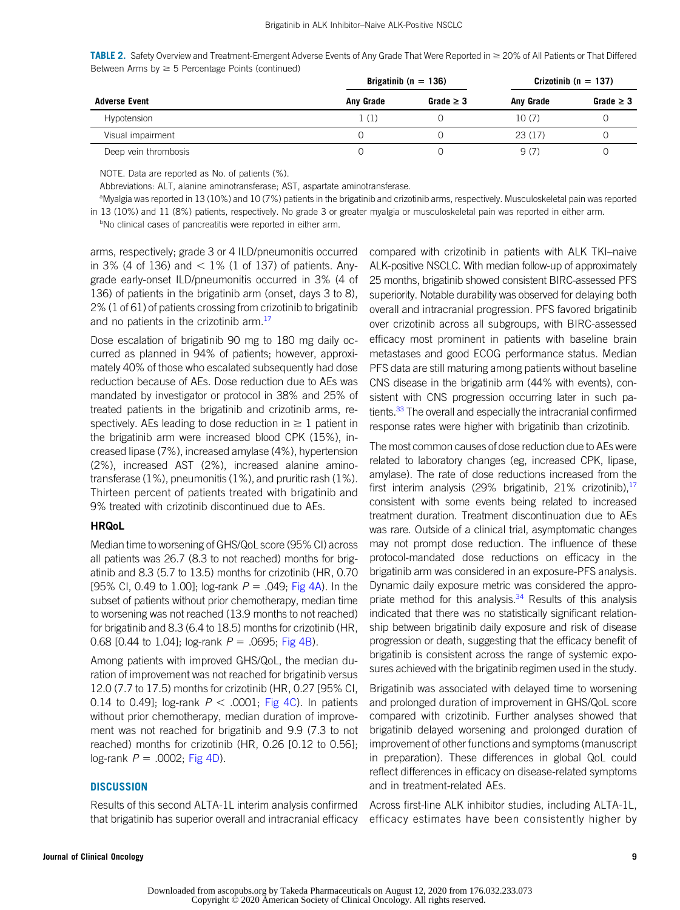**TABLE 2.** Safety Overview and Treatment-Emergent Adverse Events of Any Grade That Were Reported in ≥ 20% of All Patients or That Differed Between Arms by ≥ 5 Percentage Points (continued)

| | Brigatinib (n = 136) | | Crizotinib (n = 137) | |
|---|---|---|---|---|
| **Adverse Event** | **Any Grade** | **Grade ≥ 3** | **Any Grade** | **Grade ≥ 3** |
| Hypotension | 1 (1) | 0 | 10 (7) | 0 |
| Visual impairment | 0 | 0 | 23 (17) | 0 |
| Deep vein thrombosis | 0 | 0 | 9 (7) | 0 |

NOTE. Data are reported as No. of patients (%).

Abbreviations: ALT, alanine aminotransferase; AST, aspartate aminotransferase.

[a]Myalgia was reported in 13 (10%) and 10 (7%) patients in the brigatinib and crizotinib arms, respectively. Musculoskeletal pain was reported in 13 (10%) and 11 (8%) patients, respectively. No grade 3 or greater myalgia or musculoskeletal pain was reported in either arm.

[b]No clinical cases of pancreatitis were reported in either arm.

arms, respectively; grade 3 or 4 ILD/pneumonitis occurred in 3% (4 of 136) and < 1% (1 of 137) of patients. Any-grade early-onset ILD/pneumonitis occurred in 3% (4 of 136) of patients in the brigatinib arm (onset, days 3 to 8), 2% (1 of 61) of patients crossing from crizotinib to brigatinib and no patients in the crizotinib arm.[17]

Dose escalation of brigatinib 90 mg to 180 mg daily occurred as planned in 94% of patients; however, approximately 40% of those who escalated subsequently had dose reduction because of AEs. Dose reduction due to AEs was mandated by investigator or protocol in 38% and 25% of treated patients in the brigatinib and crizotinib arms, respectively. AEs leading to dose reduction in ≥ 1 patient in the brigatinib arm were increased blood CPK (15%), increased lipase (7%), increased amylase (4%), hypertension (2%), increased AST (2%), increased alanine aminotransferase (1%), pneumonitis (1%), and pruritic rash (1%). Thirteen percent of patients treated with brigatinib and 9% treated with crizotinib discontinued due to AEs.

### HRQoL

Median time to worsening of GHS/QoL score (95% CI) across all patients was 26.7 (8.3 to not reached) months for brigatinib and 8.3 (5.7 to 13.5) months for crizotinib (HR, 0.70 [95% CI, 0.49 to 1.00]; log-rank $P = .049$; Fig 4A). In the subset of patients without prior chemotherapy, median time to worsening was not reached (13.9 months to not reached) for brigatinib and 8.3 (6.4 to 18.5) months for crizotinib (HR, 0.68 [0.44 to 1.04]; log-rank $P = .0695$; Fig 4B).

Among patients with improved GHS/QoL, the median duration of improvement was not reached for brigatinib versus 12.0 (7.7 to 17.5) months for crizotinib (HR, 0.27 [95% CI, 0.14 to 0.49]; log-rank $P < .0001$; Fig 4C). In patients without prior chemotherapy, median duration of improvement was not reached for brigatinib and 9.9 (7.3 to not reached) months for crizotinib (HR, 0.26 [0.12 to 0.56]; log-rank $P = .0002$; Fig 4D).

## DISCUSSION

Results of this second ALTA-1L interim analysis confirmed that brigatinib has superior overall and intracranial efficacy compared with crizotinib in patients with ALK TKI–naive ALK-positive NSCLC. With median follow-up of approximately 25 months, brigatinib showed consistent BIRC-assessed PFS superiority. Notable durability was observed for delaying both overall and intracranial progression. PFS favored brigatinib over crizotinib across all subgroups, with BIRC-assessed efficacy most prominent in patients with baseline brain metastases and good ECOG performance status. Median PFS data are still maturing among patients without baseline CNS disease in the brigatinib arm (44% with events), consistent with CNS progression occurring later in such patients.[33] The overall and especially the intracranial confirmed response rates were higher with brigatinib than crizotinib.

The most common causes of dose reduction due to AEs were related to laboratory changes (eg, increased CPK, lipase, amylase). The rate of dose reductions increased from the first interim analysis (29% brigatinib, 21% crizotinib),[17] consistent with some events being related to increased treatment duration. Treatment discontinuation due to AEs was rare. Outside of a clinical trial, asymptomatic changes may not prompt dose reduction. The influence of these protocol-mandated dose reductions on efficacy in the brigatinib arm was considered in an exposure-PFS analysis. Dynamic daily exposure metric was considered the appropriate method for this analysis.[34] Results of this analysis indicated that there was no statistically significant relationship between brigatinib daily exposure and risk of disease progression or death, suggesting that the efficacy benefit of brigatinib is consistent across the range of systemic exposures achieved with the brigatinib regimen used in the study.

Brigatinib was associated with delayed time to worsening and prolonged duration of improvement in GHS/QoL score compared with crizotinib. Further analyses showed that brigatinib delayed worsening and prolonged duration of improvement of other functions and symptoms (manuscript in preparation). These differences in global QoL could reflect differences in efficacy on disease-related symptoms and in treatment-related AEs.

Across first-line ALK inhibitor studies, including ALTA-1L, efficacy estimates have been consistently higher by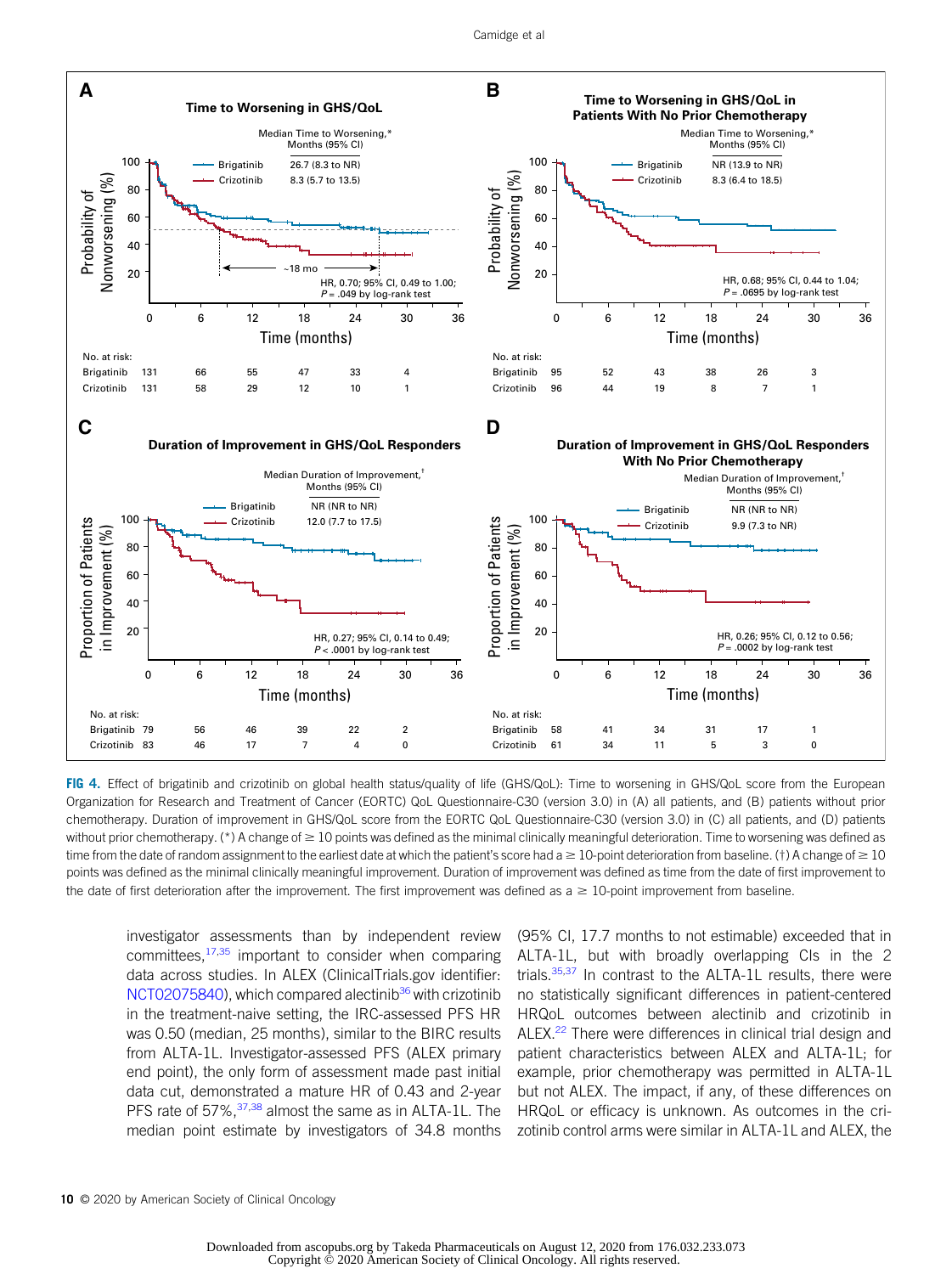**FIG 4.** Effect of brigatinib and crizotinib on global health status/quality of life (GHS/QoL): Time to worsening in GHS/QoL score from the European Organization for Research and Treatment of Cancer (EORTC) QoL Questionnaire-C30 (version 3.0) in (A) all patients, and (B) patients without prior chemotherapy. Duration of improvement in GHS/QoL score from the EORTC QoL Questionnaire-C30 (version 3.0) in (C) all patients, and (D) patients without prior chemotherapy. (*) A change of ≥ 10 points was defined as the minimal clinically meaningful deterioration. Time to worsening was defined as time from the date of random assignment to the earliest date at which the patient's score had a ≥ 10-point deterioration from baseline. (†) A change of ≥ 10 points was defined as the minimal clinically meaningful improvement. Duration of improvement was defined as time from the date of first improvement to the date of first deterioration after the improvement. The first improvement was defined as a ≥ 10-point improvement from baseline.

investigator assessments than by independent review committees,[17,35] important to consider when comparing data across studies. In ALEX (ClinicalTrials.gov identifier: NCT02075840), which compared alectinib[36] with crizotinib in the treatment-naive setting, the IRC-assessed PFS HR was 0.50 (median, 25 months), similar to the BIRC results from ALTA-1L. Investigator-assessed PFS (ALEX primary end point), the only form of assessment made past initial data cut, demonstrated a mature HR of 0.43 and 2-year PFS rate of 57%,[37,38] almost the same as in ALTA-1L. The median point estimate by investigators of 34.8 months (95% CI, 17.7 months to not estimable) exceeded that in ALTA-1L, but with broadly overlapping CIs in the 2 trials.[35,37] In contrast to the ALTA-1L results, there were no statistically significant differences in patient-centered HRQoL outcomes between alectinib and crizotinib in ALEX.[22] There were differences in clinical trial design and patient characteristics between ALEX and ALTA-1L; for example, prior chemotherapy was permitted in ALTA-1L but not ALEX. The impact, if any, of these differences on HRQoL or efficacy is unknown. As outcomes in the crizotinib control arms were similar in ALTA-1L and ALEX, the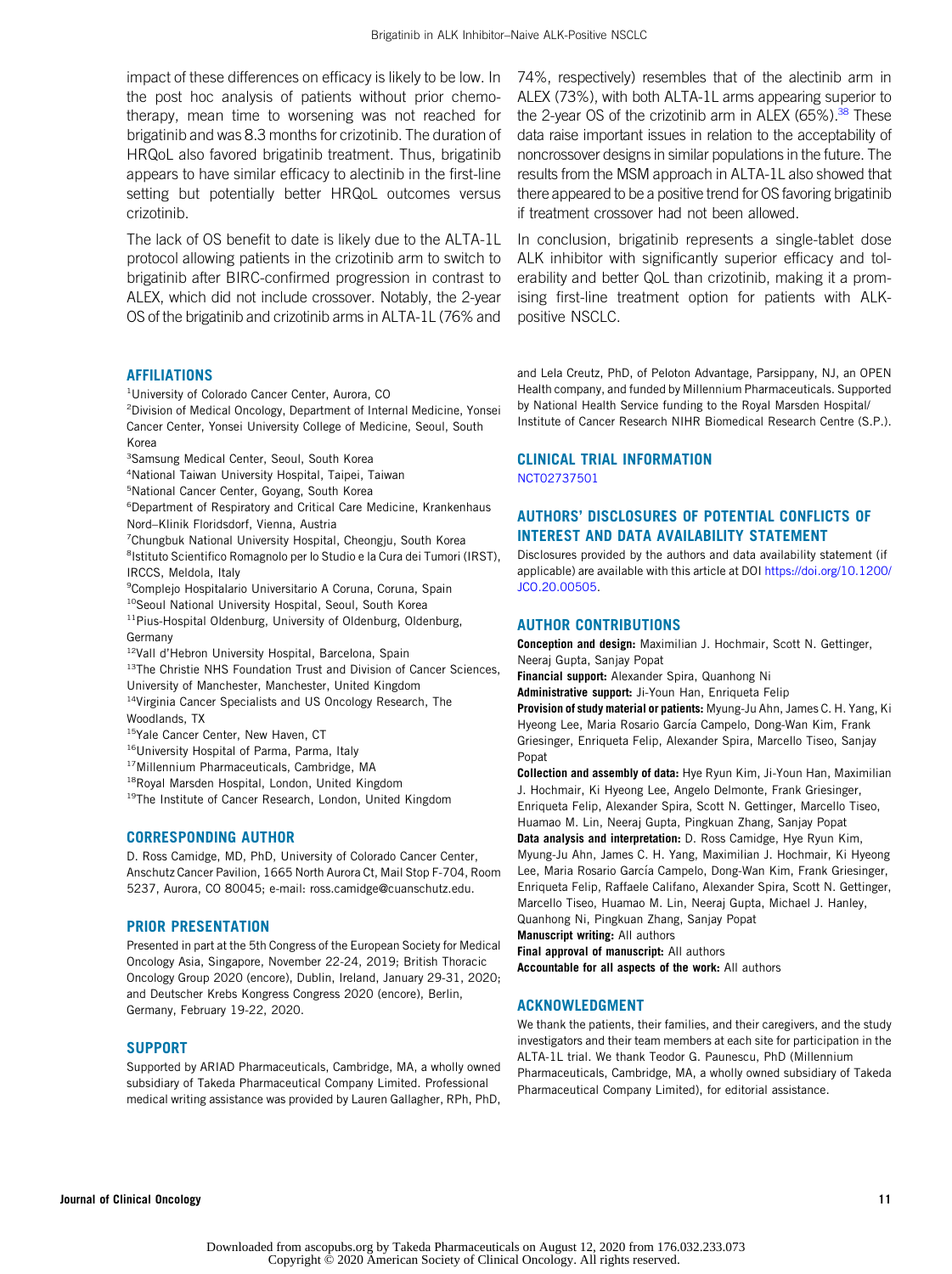impact of these differences on efficacy is likely to be low. In the post hoc analysis of patients without prior chemotherapy, mean time to worsening was not reached for brigatinib and was 8.3 months for crizotinib. The duration of HRQoL also favored brigatinib treatment. Thus, brigatinib appears to have similar efficacy to alectinib in the first-line setting but potentially better HRQoL outcomes versus crizotinib.

The lack of OS benefit to date is likely due to the ALTA-1L protocol allowing patients in the crizotinib arm to switch to brigatinib after BIRC-confirmed progression in contrast to ALEX, which did not include crossover. Notably, the 2-year OS of the brigatinib and crizotinib arms in ALTA-1L (76% and 74%, respectively) resembles that of the alectinib arm in ALEX (73%), with both ALTA-1L arms appearing superior to the 2-year OS of the crizotinib arm in ALEX (65%).[38] These data raise important issues in relation to the acceptability of noncrossover designs in similar populations in the future. The results from the MSM approach in ALTA-1L also showed that there appeared to be a positive trend for OS favoring brigatinib if treatment crossover had not been allowed.

In conclusion, brigatinib represents a single-tablet dose ALK inhibitor with significantly superior efficacy and tolerability and better QoL than crizotinib, making it a promising first-line treatment option for patients with ALK-positive NSCLC.

## AFFILIATIONS

[1]University of Colorado Cancer Center, Aurora, CO
[2]Division of Medical Oncology, Department of Internal Medicine, Yonsei Cancer Center, Yonsei University College of Medicine, Seoul, South Korea
[3]Samsung Medical Center, Seoul, South Korea
[4]National Taiwan University Hospital, Taipei, Taiwan
[5]National Cancer Center, Goyang, South Korea
[6]Department of Respiratory and Critical Care Medicine, Krankenhaus Nord–Klinik Floridsdorf, Vienna, Austria
[7]Chungbuk National University Hospital, Cheongju, South Korea
[8]Istituto Scientifico Romagnolo per lo Studio e la Cura dei Tumori (IRST), IRCCS, Meldola, Italy
[9]Complejo Hospitalario Universitario A Coruna, Coruna, Spain
[10]Seoul National University Hospital, Seoul, South Korea
[11]Pius-Hospital Oldenburg, University of Oldenburg, Oldenburg, Germany
[12]Vall d'Hebron University Hospital, Barcelona, Spain
[13]The Christie NHS Foundation Trust and Division of Cancer Sciences, University of Manchester, Manchester, United Kingdom
[14]Virginia Cancer Specialists and US Oncology Research, The Woodlands, TX
[15]Yale Cancer Center, New Haven, CT
[16]University Hospital of Parma, Parma, Italy
[17]Millennium Pharmaceuticals, Cambridge, MA
[18]Royal Marsden Hospital, London, United Kingdom
[19]The Institute of Cancer Research, London, United Kingdom

## CORRESPONDING AUTHOR

D. Ross Camidge, MD, PhD, University of Colorado Cancer Center, Anschutz Cancer Pavilion, 1665 North Aurora Ct, Mail Stop F-704, Room 5237, Aurora, CO 80045; e-mail: ross.camidge@cuanschutz.edu.

## PRIOR PRESENTATION

Presented in part at the 5th Congress of the European Society for Medical Oncology Asia, Singapore, November 22-24, 2019; British Thoracic Oncology Group 2020 (encore), Dublin, Ireland, January 29-31, 2020; and Deutscher Krebs Kongress Congress 2020 (encore), Berlin, Germany, February 19-22, 2020.

## SUPPORT

Supported by ARIAD Pharmaceuticals, Cambridge, MA, a wholly owned subsidiary of Takeda Pharmaceutical Company Limited. Professional medical writing assistance was provided by Lauren Gallagher, RPh, PhD, and Lela Creutz, PhD, of Peloton Advantage, Parsippany, NJ, an OPEN Health company, and funded by Millennium Pharmaceuticals. Supported by National Health Service funding to the Royal Marsden Hospital/Institute of Cancer Research NIHR Biomedical Research Centre (S.P.).

## CLINICAL TRIAL INFORMATION

NCT02737501

## AUTHORS' DISCLOSURES OF POTENTIAL CONFLICTS OF INTEREST AND DATA AVAILABILITY STATEMENT

Disclosures provided by the authors and data availability statement (if applicable) are available with this article at DOI https://doi.org/10.1200/JCO.20.00505.

## AUTHOR CONTRIBUTIONS

**Conception and design:** Maximilian J. Hochmair, Scott N. Gettinger, Neeraj Gupta, Sanjay Popat
**Financial support:** Alexander Spira, Quanhong Ni
**Administrative support:** Ji-Youn Han, Enriqueta Felip
**Provision of study material or patients:** Myung-Ju Ahn, James C. H. Yang, Ki Hyeong Lee, Maria Rosario García Campelo, Dong-Wan Kim, Frank Griesinger, Enriqueta Felip, Alexander Spira, Marcello Tiseo, Sanjay Popat
**Collection and assembly of data:** Hye Ryun Kim, Ji-Youn Han, Maximilian J. Hochmair, Ki Hyeong Lee, Angelo Delmonte, Frank Griesinger, Enriqueta Felip, Alexander Spira, Scott N. Gettinger, Marcello Tiseo, Huamao M. Lin, Neeraj Gupta, Pingkuan Zhang, Sanjay Popat
**Data analysis and interpretation:** D. Ross Camidge, Hye Ryun Kim, Myung-Ju Ahn, James C. H. Yang, Maximilian J. Hochmair, Ki Hyeong Lee, Maria Rosario García Campelo, Dong-Wan Kim, Frank Griesinger, Enriqueta Felip, Raffaele Califano, Alexander Spira, Scott N. Gettinger, Marcello Tiseo, Huamao M. Lin, Neeraj Gupta, Michael J. Hanley, Quanhong Ni, Pingkuan Zhang, Sanjay Popat
**Manuscript writing:** All authors
**Final approval of manuscript:** All authors
**Accountable for all aspects of the work:** All authors

## ACKNOWLEDGMENT

We thank the patients, their families, and their caregivers, and the study investigators and their team members at each site for participation in the ALTA-1L trial. We thank Teodor G. Paunescu, PhD (Millennium Pharmaceuticals, Cambridge, MA, a wholly owned subsidiary of Takeda Pharmaceutical Company Limited), for editorial assistance.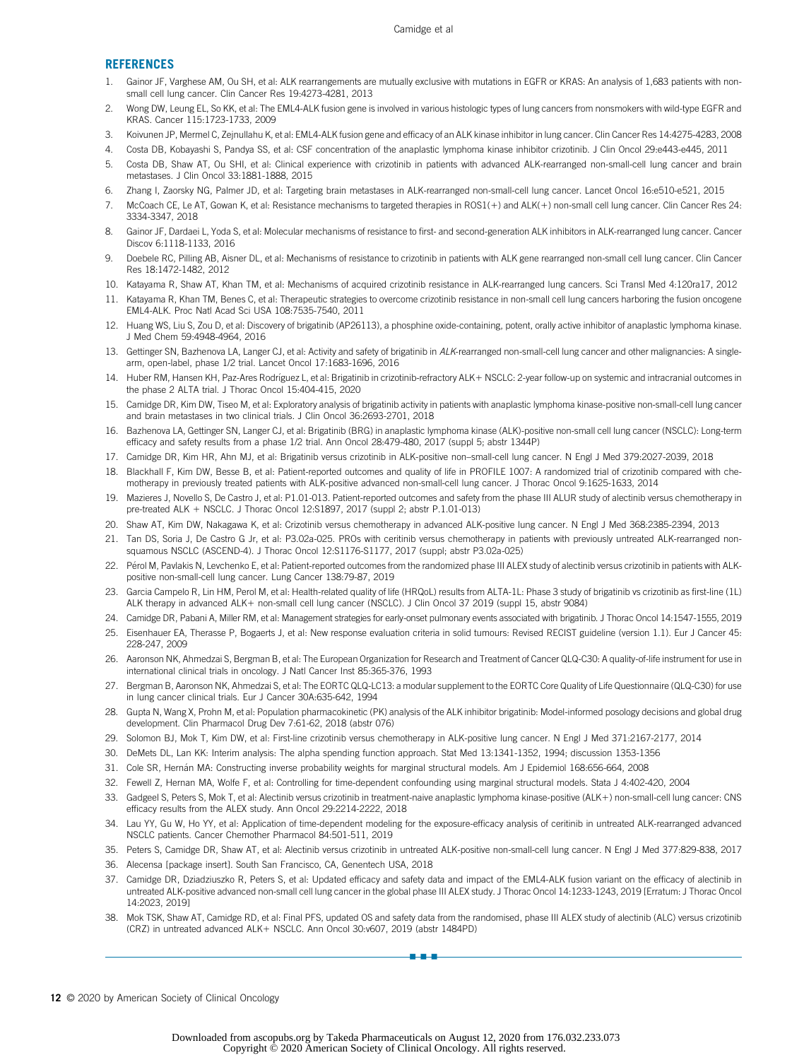## REFERENCES

1. Gainor JF, Varghese AM, Ou SH, et al: ALK rearrangements are mutually exclusive with mutations in EGFR or KRAS: An analysis of 1,683 patients with non-small cell lung cancer. Clin Cancer Res 19:4273-4281, 2013
2. Wong DW, Leung EL, So KK, et al: The EML4-ALK fusion gene is involved in various histologic types of lung cancers from nonsmokers with wild-type EGFR and KRAS. Cancer 115:1723-1733, 2009
3. Koivunen JP, Mermel C, Zejnullahu K, et al: EML4-ALK fusion gene and efficacy of an ALK kinase inhibitor in lung cancer. Clin Cancer Res 14:4275-4283, 2008
4. Costa DB, Kobayashi S, Pandya SS, et al: CSF concentration of the anaplastic lymphoma kinase inhibitor crizotinib. J Clin Oncol 29:e443-e445, 2011
5. Costa DB, Shaw AT, Ou SHI, et al: Clinical experience with crizotinib in patients with advanced ALK-rearranged non-small-cell lung cancer and brain metastases. J Clin Oncol 33:1881-1888, 2015
6. Zhang I, Zaorsky NG, Palmer JD, et al: Targeting brain metastases in ALK-rearranged non-small-cell lung cancer. Lancet Oncol 16:e510-e521, 2015
7. McCoach CE, Le AT, Gowan K, et al: Resistance mechanisms to targeted therapies in ROS1(+) and ALK(+) non-small cell lung cancer. Clin Cancer Res 24: 3334-3347, 2018
8. Gainor JF, Dardaei L, Yoda S, et al: Molecular mechanisms of resistance to first- and second-generation ALK inhibitors in ALK-rearranged lung cancer. Cancer Discov 6:1118-1133, 2016
9. Doebele RC, Pilling AB, Aisner DL, et al: Mechanisms of resistance to crizotinib in patients with ALK gene rearranged non-small cell lung cancer. Clin Cancer Res 18:1472-1482, 2012
10. Katayama R, Shaw AT, Khan TM, et al: Mechanisms of acquired crizotinib resistance in ALK-rearranged lung cancers. Sci Transl Med 4:120ra17, 2012
11. Katayama R, Khan TM, Benes C, et al: Therapeutic strategies to overcome crizotinib resistance in non-small cell lung cancers harboring the fusion oncogene EML4-ALK. Proc Natl Acad Sci USA 108:7535-7540, 2011
12. Huang WS, Liu S, Zou D, et al: Discovery of brigatinib (AP26113), a phosphine oxide-containing, potent, orally active inhibitor of anaplastic lymphoma kinase. J Med Chem 59:4948-4964, 2016
13. Gettinger SN, Bazhenova LA, Langer CJ, et al: Activity and safety of brigatinib in *ALK*-rearranged non-small-cell lung cancer and other malignancies: A single-arm, open-label, phase 1/2 trial. Lancet Oncol 17:1683-1696, 2016
14. Huber RM, Hansen KH, Paz-Ares Rodríguez L, et al: Brigatinib in crizotinib-refractory ALK+ NSCLC: 2-year follow-up on systemic and intracranial outcomes in the phase 2 ALTA trial. J Thorac Oncol 15:404-415, 2020
15. Camidge DR, Kim DW, Tiseo M, et al: Exploratory analysis of brigatinib activity in patients with anaplastic lymphoma kinase-positive non-small-cell lung cancer and brain metastases in two clinical trials. J Clin Oncol 36:2693-2701, 2018
16. Bazhenova LA, Gettinger SN, Langer CJ, et al: Brigatinib (BRG) in anaplastic lymphoma kinase (ALK)-positive non-small cell lung cancer (NSCLC): Long-term efficacy and safety results from a phase 1/2 trial. Ann Oncol 28:479-480, 2017 (suppl 5; abstr 1344P)
17. Camidge DR, Kim HR, Ahn MJ, et al: Brigatinib versus crizotinib in ALK-positive non–small-cell lung cancer. N Engl J Med 379:2027-2039, 2018
18. Blackhall F, Kim DW, Besse B, et al: Patient-reported outcomes and quality of life in PROFILE 1007: A randomized trial of crizotinib compared with chemotherapy in previously treated patients with ALK-positive advanced non-small-cell lung cancer. J Thorac Oncol 9:1625-1633, 2014
19. Mazieres J, Novello S, De Castro J, et al: P1.01-013. Patient-reported outcomes and safety from the phase III ALUR study of alectinib versus chemotherapy in pre-treated ALK + NSCLC. J Thorac Oncol 12:S1897, 2017 (suppl 2; abstr P.1.01-013)
20. Shaw AT, Kim DW, Nakagawa K, et al: Crizotinib versus chemotherapy in advanced ALK-positive lung cancer. N Engl J Med 368:2385-2394, 2013
21. Tan DS, Soria J, De Castro G Jr, et al: P3.02a-025. PROs with ceritinib versus chemotherapy in patients with previously untreated ALK-rearranged non-squamous NSCLC (ASCEND-4). J Thorac Oncol 12:S1176-S1177, 2017 (suppl; abstr P3.02a-025)
22. Pérol M, Pavlakis N, Levchenko E, et al: Patient-reported outcomes from the randomized phase III ALEX study of alectinib versus crizotinib in patients with ALK-positive non-small-cell lung cancer. Lung Cancer 138:79-87, 2019
23. Garcia Campelo R, Lin HM, Perol M, et al: Health-related quality of life (HRQoL) results from ALTA-1L: Phase 3 study of brigatinib vs crizotinib as first-line (1L) ALK therapy in advanced ALK+ non-small cell lung cancer (NSCLC). J Clin Oncol 37 2019 (suppl 15, abstr 9084)
24. Camidge DR, Pabani A, Miller RM, et al: Management strategies for early-onset pulmonary events associated with brigatinib. J Thorac Oncol 14:1547-1555, 2019
25. Eisenhauer EA, Therasse P, Bogaerts J, et al: New response evaluation criteria in solid tumours: Revised RECIST guideline (version 1.1). Eur J Cancer 45: 228-247, 2009
26. Aaronson NK, Ahmedzai S, Bergman B, et al: The European Organization for Research and Treatment of Cancer QLQ-C30: A quality-of-life instrument for use in international clinical trials in oncology. J Natl Cancer Inst 85:365-376, 1993
27. Bergman B, Aaronson NK, Ahmedzai S, et al: The EORTC QLQ-LC13: a modular supplement to the EORTC Core Quality of Life Questionnaire (QLQ-C30) for use in lung cancer clinical trials. Eur J Cancer 30A:635-642, 1994
28. Gupta N, Wang X, Prohn M, et al: Population pharmacokinetic (PK) analysis of the ALK inhibitor brigatinib: Model-informed posology decisions and global drug development. Clin Pharmacol Drug Dev 7:61-62, 2018 (abstr 076)
29. Solomon BJ, Mok T, Kim DW, et al: First-line crizotinib versus chemotherapy in ALK-positive lung cancer. N Engl J Med 371:2167-2177, 2014
30. DeMets DL, Lan KK: Interim analysis: The alpha spending function approach. Stat Med 13:1341-1352, 1994; discussion 1353-1356
31. Cole SR, Hernán MA: Constructing inverse probability weights for marginal structural models. Am J Epidemiol 168:656-664, 2008
32. Fewell Z, Hernan MA, Wolfe F, et al: Controlling for time-dependent confounding using marginal structural models. Stata J 4:402-420, 2004
33. Gadgeel S, Peters S, Mok T, et al: Alectinib versus crizotinib in treatment-naive anaplastic lymphoma kinase-positive (ALK+) non-small-cell lung cancer: CNS efficacy results from the ALEX study. Ann Oncol 29:2214-2222, 2018
34. Lau YY, Gu W, Ho YY, et al: Application of time-dependent modeling for the exposure-efficacy analysis of ceritinib in untreated ALK-rearranged advanced NSCLC patients. Cancer Chemother Pharmacol 84:501-511, 2019
35. Peters S, Camidge DR, Shaw AT, et al: Alectinib versus crizotinib in untreated ALK-positive non-small-cell lung cancer. N Engl J Med 377:829-838, 2017
36. Alecensa [package insert]. South San Francisco, CA, Genentech USA, 2018
37. Camidge DR, Dziadziuszko R, Peters S, et al: Updated efficacy and safety data and impact of the EML4-ALK fusion variant on the efficacy of alectinib in untreated ALK-positive advanced non-small cell lung cancer in the global phase III ALEX study. J Thorac Oncol 14:1233-1243, 2019 [Erratum: J Thorac Oncol 14:2023, 2019]
38. Mok TSK, Shaw AT, Camidge RD, et al: Final PFS, updated OS and safety data from the randomised, phase III ALEX study of alectinib (ALC) versus crizotinib (CRZ) in untreated advanced ALK+ NSCLC. Ann Oncol 30:v607, 2019 (abstr 1484PD)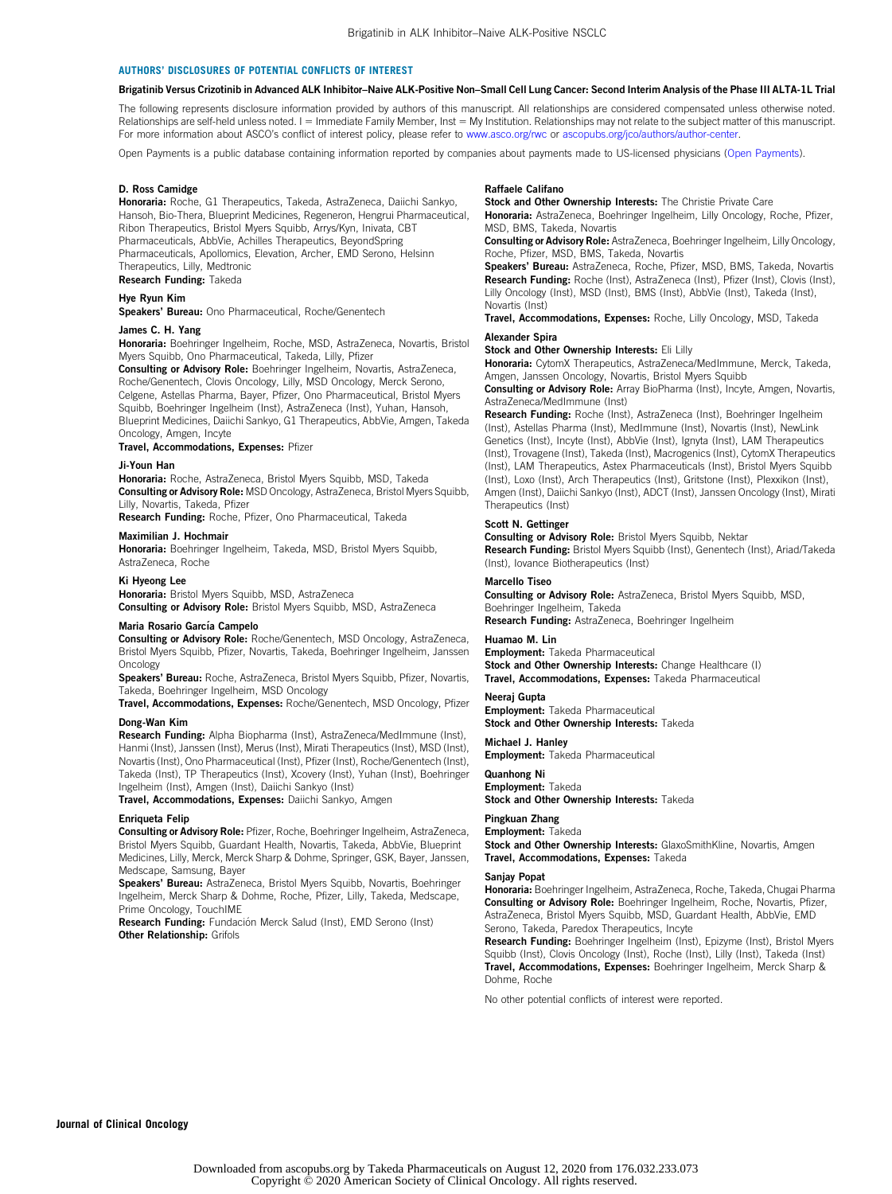## AUTHORS' DISCLOSURES OF POTENTIAL CONFLICTS OF INTEREST

### Brigatinib Versus Crizotinib in Advanced ALK Inhibitor–Naive ALK-Positive Non–Small Cell Lung Cancer: Second Interim Analysis of the Phase III ALTA-1L Trial

The following represents disclosure information provided by authors of this manuscript. All relationships are considered compensated unless otherwise noted. Relationships are self-held unless noted. I = Immediate Family Member, Inst = My Institution. Relationships may not relate to the subject matter of this manuscript. For more information about ASCO's conflict of interest policy, please refer to www.asco.org/rwc or ascopubs.org/jco/authors/author-center.

Open Payments is a public database containing information reported by companies about payments made to US-licensed physicians (Open Payments).

**D. Ross Camidge**
**Honoraria:** Roche, G1 Therapeutics, Takeda, AstraZeneca, Daiichi Sankyo, Hansoh, Bio-Thera, Blueprint Medicines, Regeneron, Hengrui Pharmaceutical, Ribon Therapeutics, Bristol Myers Squibb, Arrys/Kyn, Invivata, CBT Pharmaceuticals, AbbVie, Achilles Therapeutics, BeyondSpring Pharmaceuticals, Apollomics, Elevation, Archer, EMD Serono, Helsinn Therapeutics, Lilly, Medtronic
**Research Funding:** Takeda

**Hye Ryun Kim**
**Speakers' Bureau:** Ono Pharmaceutical, Roche/Genentech

**James C. H. Yang**
**Honoraria:** Boehringer Ingelheim, Roche, MSD, AstraZeneca, Novartis, Bristol Myers Squibb, Ono Pharmaceutical, Takeda, Lilly, Pfizer
**Consulting or Advisory Role:** Boehringer Ingelheim, Novartis, AstraZeneca, Roche/Genentech, Clovis Oncology, Lilly, MSD Oncology, Merck Serono, Celgene, Astellas Pharma, Bayer, Pfizer, Ono Pharmaceutical, Bristol Myers Squibb, Boehringer Ingelheim (Inst), AstraZeneca (Inst), Yuhan, Hansoh, Blueprint Medicines, Daiichi Sankyo, G1 Therapeutics, AbbVie, Amgen, Takeda Oncology, Amgen, Incyte
**Travel, Accommodations, Expenses:** Pfizer

**Ji-Youn Han**
**Honoraria:** Roche, AstraZeneca, Bristol Myers Squibb, MSD, Takeda
**Consulting or Advisory Role:** MSD Oncology, AstraZeneca, Bristol Myers Squibb, Lilly, Novartis, Takeda, Pfizer
**Research Funding:** Roche, Pfizer, Ono Pharmaceutical, Takeda

**Maximilian J. Hochmair**
**Honoraria:** Boehringer Ingelheim, Takeda, MSD, Bristol Myers Squibb, AstraZeneca, Roche

**Ki Hyeong Lee**
**Honoraria:** Bristol Myers Squibb, MSD, AstraZeneca
**Consulting or Advisory Role:** Bristol Myers Squibb, MSD, AstraZeneca

**Maria Rosario García Campelo**
**Consulting or Advisory Role:** Roche/Genentech, MSD Oncology, AstraZeneca, Bristol Myers Squibb, Pfizer, Novartis, Takeda, Boehringer Ingelheim, Janssen Oncology
**Speakers' Bureau:** Roche, AstraZeneca, Bristol Myers Squibb, Pfizer, Novartis, Takeda, Boehringer Ingelheim, MSD Oncology
**Travel, Accommodations, Expenses:** Roche/Genentech, MSD Oncology, Pfizer

**Dong-Wan Kim**
**Research Funding:** Alpha Biopharma (Inst), AstraZeneca/MedImmune (Inst), Hanmi (Inst), Janssen (Inst), Merus (Inst), Mirati Therapeutics (Inst), MSD (Inst), Novartis (Inst), Ono Pharmaceutical (Inst), Pfizer (Inst), Roche/Genentech (Inst), Takeda (Inst), TP Therapeutics (Inst), Xcovery (Inst), Yuhan (Inst), Boehringer Ingelheim (Inst), Amgen (Inst), Daiichi Sankyo (Inst)
**Travel, Accommodations, Expenses:** Daiichi Sankyo, Amgen

**Enriqueta Felip**
**Consulting or Advisory Role:** Pfizer, Roche, Boehringer Ingelheim, AstraZeneca, Bristol Myers Squibb, Guardant Health, Novartis, Takeda, AbbVie, Blueprint Medicines, Lilly, Merck, Merck Sharp & Dohme, Springer, GSK, Bayer, Janssen, Medscape, Samsung, Bayer
**Speakers' Bureau:** AstraZeneca, Bristol Myers Squibb, Novartis, Boehringer Ingelheim, Merck Sharp & Dohme, Roche, Pfizer, Lilly, Takeda, Medscape, Prime Oncology, TouchIME
**Research Funding:** Fundación Merck Salud (Inst), EMD Serono (Inst)
**Other Relationship:** Grifols

**Raffaele Califano**
**Stock and Other Ownership Interests:** The Christie Private Care
**Honoraria:** AstraZeneca, Boehringer Ingelheim, Lilly Oncology, Roche, Pfizer, MSD, BMS, Takeda, Novartis
**Consulting or Advisory Role:** AstraZeneca, Boehringer Ingelheim, Lilly Oncology, Roche, Pfizer, MSD, BMS, Takeda, Novartis
**Speakers' Bureau:** AstraZeneca, Roche, Pfizer, MSD, BMS, Takeda, Novartis
**Research Funding:** Roche (Inst), AstraZeneca (Inst), Pfizer (Inst), Clovis (Inst), Lilly Oncology (Inst), MSD (Inst), BMS (Inst), AbbVie (Inst), Takeda (Inst), Novartis (Inst)
**Travel, Accommodations, Expenses:** Roche, Lilly Oncology, MSD, Takeda

**Alexander Spira**
**Stock and Other Ownership Interests:** Eli Lilly
**Honoraria:** CytomX Therapeutics, AstraZeneca/MedImmune, Merck, Takeda, Amgen, Janssen Oncology, Novartis, Bristol Myers Squibb
**Consulting or Advisory Role:** Array BioPharma (Inst), Incyte, Amgen, Novartis, AstraZeneca/MedImmune (Inst)
**Research Funding:** Roche (Inst), AstraZeneca (Inst), Boehringer Ingelheim (Inst), Astellas Pharma (Inst), MedImmune (Inst), Novartis (Inst), NewLink Genetics (Inst), Incyte (Inst), AbbVie (Inst), Ignyta (Inst), LAM Therapeutics (Inst), Trovagene (Inst), Takeda (Inst), Macrogenics (Inst), CytomX Therapeutics (Inst), LAM Therapeutics, Astex Pharmaceuticals (Inst), Bristol Myers Squibb (Inst), Loxo (Inst), Arch Therapeutics (Inst), Gritstone (Inst), Plexxikon (Inst), Amgen (Inst), Daiichi Sankyo (Inst), ADCT (Inst), Janssen Oncology (Inst), Mirati Therapeutics (Inst)

**Scott N. Gettinger**
**Consulting or Advisory Role:** Bristol Myers Squibb, Nektar
**Research Funding:** Bristol Myers Squibb (Inst), Genentech (Inst), Ariad/Takeda (Inst), Iovance Biotherapeutics (Inst)

**Marcello Tiseo**
**Consulting or Advisory Role:** AstraZeneca, Bristol Myers Squibb, MSD, Boehringer Ingelheim, Takeda
**Research Funding:** AstraZeneca, Boehringer Ingelheim

**Huamao M. Lin**
**Employment:** Takeda Pharmaceutical
**Stock and Other Ownership Interests:** Change Healthcare (I)
**Travel, Accommodations, Expenses:** Takeda Pharmaceutical

**Neeraj Gupta**
**Employment:** Takeda Pharmaceutical
**Stock and Other Ownership Interests:** Takeda

**Michael J. Hanley**
**Employment:** Takeda Pharmaceutical

**Quanhong Ni**
**Employment:** Takeda
**Stock and Other Ownership Interests:** Takeda

**Pingkuan Zhang**
**Employment:** Takeda
**Stock and Other Ownership Interests:** GlaxoSmithKline, Novartis, Amgen
**Travel, Accommodations, Expenses:** Takeda

**Sanjay Popat**
**Honoraria:** Boehringer Ingelheim, AstraZeneca, Roche, Takeda, Chugai Pharma
**Consulting or Advisory Role:** Boehringer Ingelheim, Roche, Novartis, Pfizer, AstraZeneca, Bristol Myers Squibb, MSD, Guardant Health, AbbVie, EMD Serono, Takeda, Paredox Therapeutics, Incyte
**Research Funding:** Boehringer Ingelheim (Inst), Epizyme (Inst), Bristol Myers Squibb (Inst), Clovis Oncology (Inst), Roche (Inst), Lilly (Inst), Takeda (Inst)
**Travel, Accommodations, Expenses:** Boehringer Ingelheim, Merck Sharp & Dohme, Roche

No other potential conflicts of interest were reported.